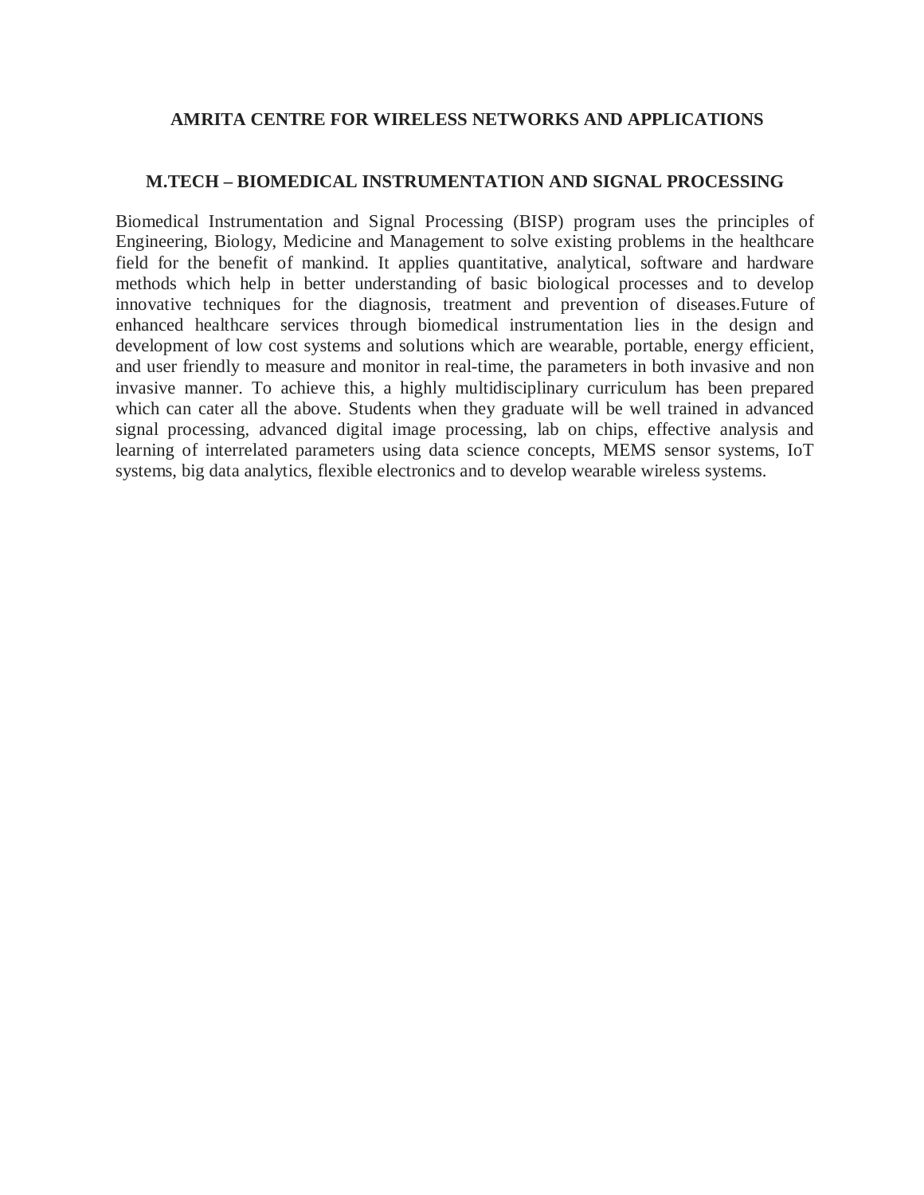# AMRITA CENTRE FOR WIRELESS NETWORKS AND APPLICATIONS

## M.TECH – BIOMEDICAL INSTRUMENTATION AND SIGNAL PROCESSING

Biomedical Instrumentation and Signal Processing (BISP) program uses the principles of Engineering, Biology, Medicine and Management to solve existing problems in the healthcare field for the benefit of mankind. It applies quantitative, analytical, software and hardware methods which help in better understanding of basic biological processes and to develop innovative techniques for the diagnosis, treatment and prevention of diseases.Future of enhanced healthcare services through biomedical instrumentation lies in the design and development of low cost systems and solutions which are wearable, portable, energy efficient, and user friendly to measure and monitor in real-time, the parameters in both invasive and non invasive manner. To achieve this, a highly multidisciplinary curriculum has been prepared which can cater all the above. Students when they graduate will be well trained in advanced signal processing, advanced digital image processing, lab on chips, effective analysis and learning of interrelated parameters using data science concepts, MEMS sensor systems, IoT systems, big data analytics, flexible electronics and to develop wearable wireless systems.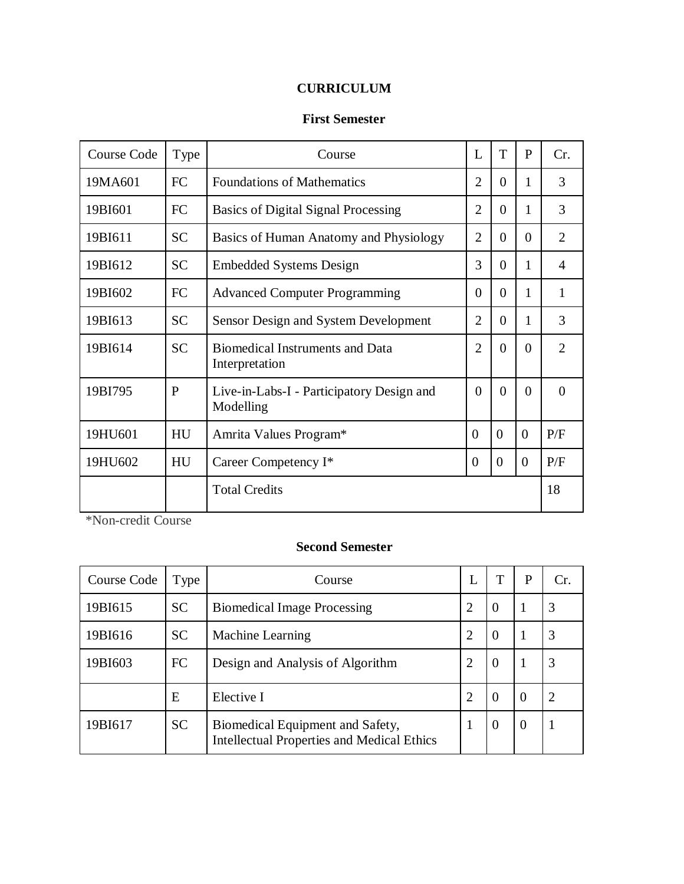# CURRICULUM

## First Semester

| Course Code | Type | Course | L | T | P | Cr. |
|---|---|---|---|---|---|---|
| 19MA601 | FC | Foundations of Mathematics | 2 | 0 | 1 | 3 |
| 19BI601 | FC | Basics of Digital Signal Processing | 2 | 0 | 1 | 3 |
| 19BI611 | SC | Basics of Human Anatomy and Physiology | 2 | 0 | 0 | 2 |
| 19BI612 | SC | Embedded Systems Design | 3 | 0 | 1 | 4 |
| 19BI602 | FC | Advanced Computer Programming | 0 | 0 | 1 | 1 |
| 19BI613 | SC | Sensor Design and System Development | 2 | 0 | 1 | 3 |
| 19BI614 | SC | Biomedical Instruments and Data Interpretation | 2 | 0 | 0 | 2 |
| 19BI795 | P | Live-in-Labs-I - Participatory Design and Modelling | 0 | 0 | 0 | 0 |
| 19HU601 | HU | Amrita Values Program* | 0 | 0 | 0 | P/F |
| 19HU602 | HU | Career Competency I* | 0 | 0 | 0 | P/F |
| | | Total Credits | | | | 18 |

*Non-credit Course

## Second Semester

| Course Code | Type | Course | L | T | P | Cr. |
|---|---|---|---|---|---|---|
| 19BI615 | SC | Biomedical Image Processing | 2 | 0 | 1 | 3 |
| 19BI616 | SC | Machine Learning | 2 | 0 | 1 | 3 |
| 19BI603 | FC | Design and Analysis of Algorithm | 2 | 0 | 1 | 3 |
| | E | Elective I | 2 | 0 | 0 | 2 |
| 19BI617 | SC | Biomedical Equipment and Safety, Intellectual Properties and Medical Ethics | 1 | 0 | 0 | 1 |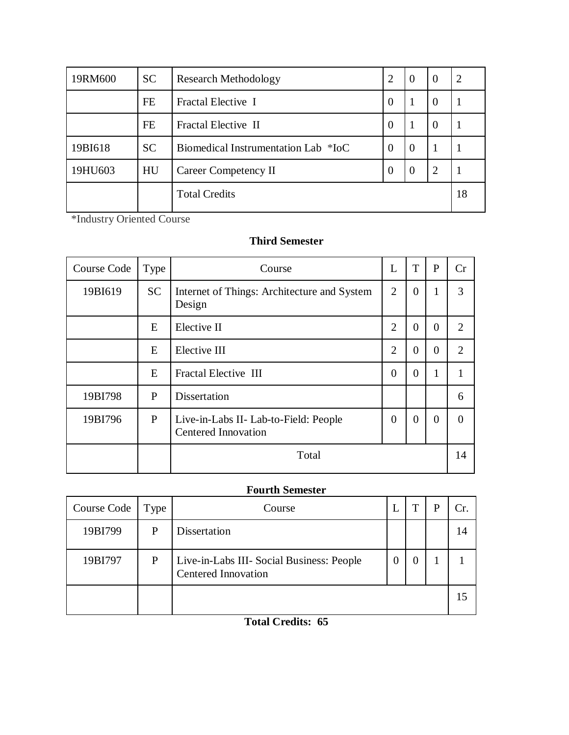| 19RM600 | SC | Research Methodology | 2 | 0 | 0 | 2 |
|---|---|---|---|---|---|---|
| | FE | Fractal Elective I | 0 | 1 | 0 | 1 |
| | FE | Fractal Elective II | 0 | 1 | 0 | 1 |
| 19BI618 | SC | Biomedical Instrumentation Lab *IoC | 0 | 0 | 1 | 1 |
| 19HU603 | HU | Career Competency II | 0 | 0 | 2 | 1 |
| | | Total Credits | | | | 18 |

*Industry Oriented Course

**Third Semester**

| Course Code | Type | Course | L | T | P | Cr |
|---|---|---|---|---|---|---|
| 19BI619 | SC | Internet of Things: Architecture and System Design | 2 | 0 | 1 | 3 |
| | E | Elective II | 2 | 0 | 0 | 2 |
| | E | Elective III | 2 | 0 | 0 | 2 |
| | E | Fractal Elective III | 0 | 0 | 1 | 1 |
| 19BI798 | P | Dissertation | | | | 6 |
| 19BI796 | P | Live-in-Labs II- Lab-to-Field: People Centered Innovation | 0 | 0 | 0 | 0 |
| | | Total | | | | 14 |

**Fourth Semester**

| Course Code | Type | Course | L | T | P | Cr. |
|---|---|---|---|---|---|---|
| 19BI799 | P | Dissertation | | | | 14 |
| 19BI797 | P | Live-in-Labs III- Social Business: People Centered Innovation | 0 | 0 | 1 | 1 |
| | | | | | | 15 |

**Total Credits: 65**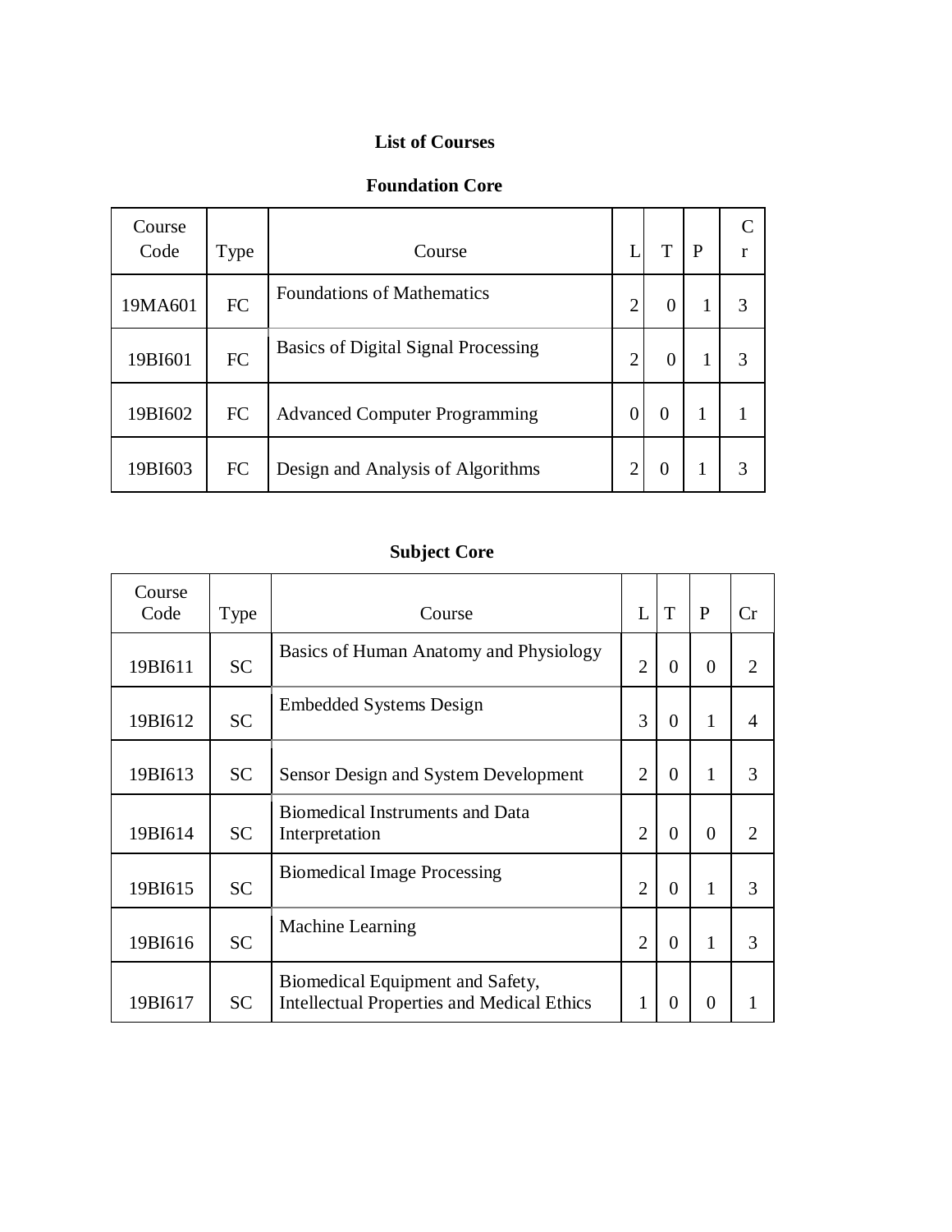## List of Courses

### Foundation Core

| Course Code | Type | Course | L | T | P | Cr |
|---|---|---|---|---|---|---|
| 19MA601 | FC | Foundations of Mathematics | 2 | 0 | 1 | 3 |
| 19BI601 | FC | Basics of Digital Signal Processing | 2 | 0 | 1 | 3 |
| 19BI602 | FC | Advanced Computer Programming | 0 | 0 | 1 | 1 |
| 19BI603 | FC | Design and Analysis of Algorithms | 2 | 0 | 1 | 3 |

### Subject Core

| Course Code | Type | Course | L | T | P | Cr |
|---|---|---|---|---|---|---|
| 19BI611 | SC | Basics of Human Anatomy and Physiology | 2 | 0 | 0 | 2 |
| 19BI612 | SC | Embedded Systems Design | 3 | 0 | 1 | 4 |
| 19BI613 | SC | Sensor Design and System Development | 2 | 0 | 1 | 3 |
| 19BI614 | SC | Biomedical Instruments and Data Interpretation | 2 | 0 | 0 | 2 |
| 19BI615 | SC | Biomedical Image Processing | 2 | 0 | 1 | 3 |
| 19BI616 | SC | Machine Learning | 2 | 0 | 1 | 3 |
| 19BI617 | SC | Biomedical Equipment and Safety, Intellectual Properties and Medical Ethics | 1 | 0 | 0 | 1 |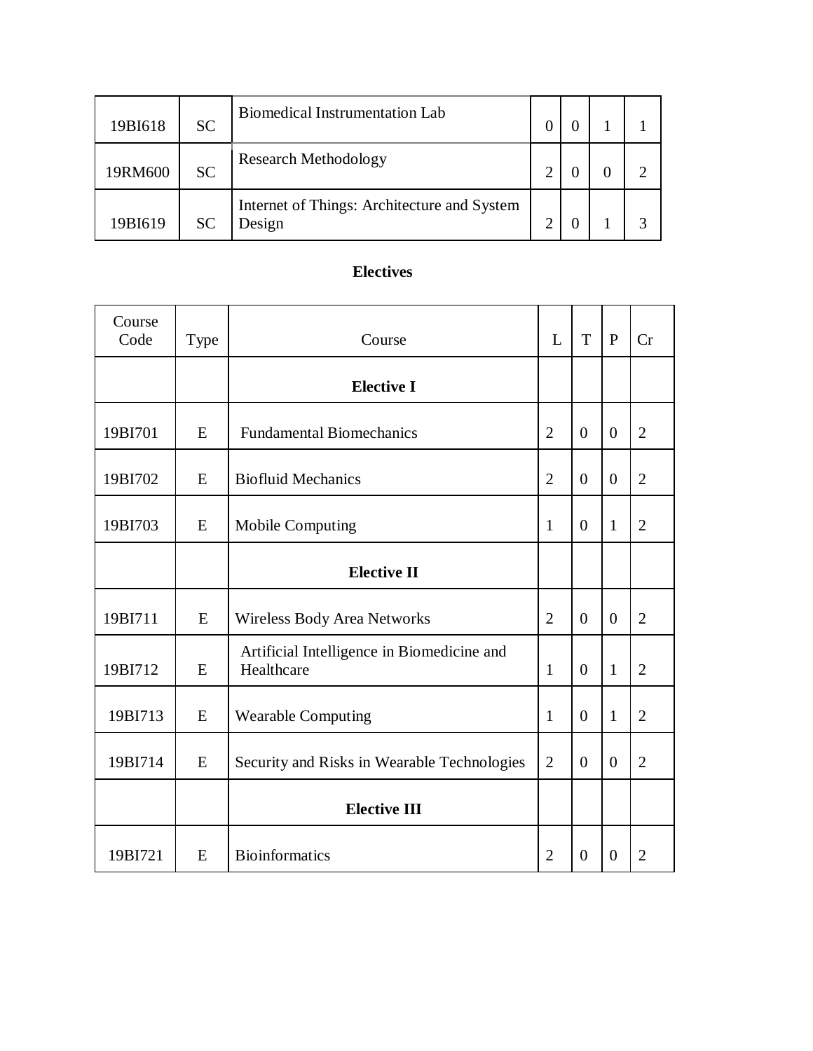| 19BI618 | SC | Biomedical Instrumentation Lab | 0 | 0 | 1 | 1 |
|---|---|---|---|---|---|---|
| 19RM600 | SC | Research Methodology | 2 | 0 | 0 | 2 |
| 19BI619 | SC | Internet of Things: Architecture and System Design | 2 | 0 | 1 | 3 |

**Electives**

| Course Code | Type | Course | L | T | P | Cr |
|---|---|---|---|---|---|---|
| | | **Elective I** | | | | |
| 19BI701 | E | Fundamental Biomechanics | 2 | 0 | 0 | 2 |
| 19BI702 | E | Biofluid Mechanics | 2 | 0 | 0 | 2 |
| 19BI703 | E | Mobile Computing | 1 | 0 | 1 | 2 |
| | | **Elective II** | | | | |
| 19BI711 | E | Wireless Body Area Networks | 2 | 0 | 0 | 2 |
| 19BI712 | E | Artificial Intelligence in Biomedicine and Healthcare | 1 | 0 | 1 | 2 |
| 19BI713 | E | Wearable Computing | 1 | 0 | 1 | 2 |
| 19BI714 | E | Security and Risks in Wearable Technologies | 2 | 0 | 0 | 2 |
| | | **Elective III** | | | | |
| 19BI721 | E | Bioinformatics | 2 | 0 | 0 | 2 |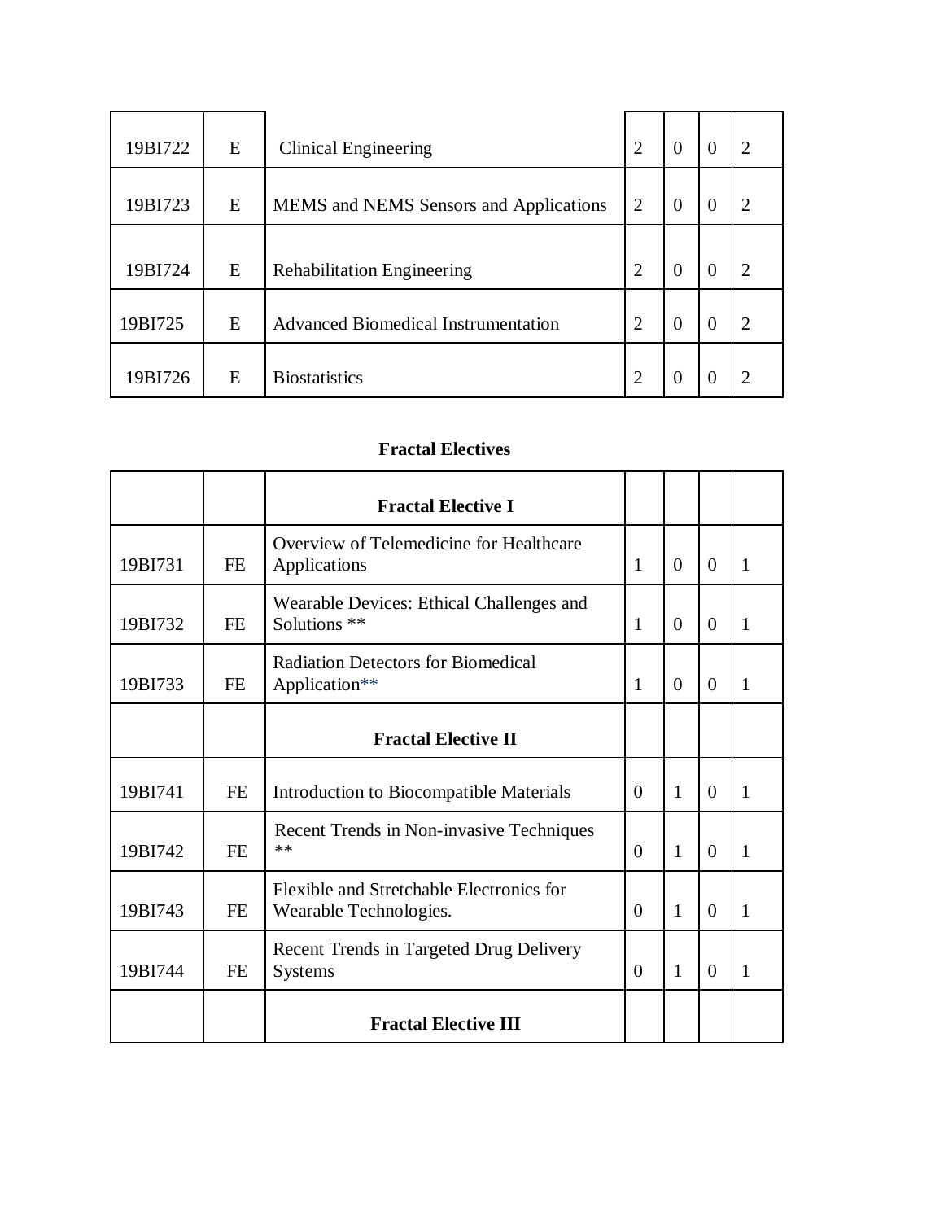| | | | | | | |
|---|---|---|---|---|---|---|
| 19BI722 | E | Clinical Engineering | 2 | 0 | 0 | 2 |
| 19BI723 | E | MEMS and NEMS Sensors and Applications | 2 | 0 | 0 | 2 |
| 19BI724 | E | Rehabilitation Engineering | 2 | 0 | 0 | 2 |
| 19BI725 | E | Advanced Biomedical Instrumentation | 2 | 0 | 0 | 2 |
| 19BI726 | E | Biostatistics | 2 | 0 | 0 | 2 |

**Fractal Electives**

| | | | | | | |
|---|---|---|---|---|---|---|
| | | **Fractal Elective I** | | | | |
| 19BI731 | FE | Overview of Telemedicine for Healthcare Applications | 1 | 0 | 0 | 1 |
| 19BI732 | FE | Wearable Devices: Ethical Challenges and Solutions ** | 1 | 0 | 0 | 1 |
| 19BI733 | FE | Radiation Detectors for Biomedical Application** | 1 | 0 | 0 | 1 |
| | | **Fractal Elective II** | | | | |
| 19BI741 | FE | Introduction to Biocompatible Materials | 0 | 1 | 0 | 1 |
| 19BI742 | FE | Recent Trends in Non-invasive Techniques ** | 0 | 1 | 0 | 1 |
| 19BI743 | FE | Flexible and Stretchable Electronics for Wearable Technologies. | 0 | 1 | 0 | 1 |
| 19BI744 | FE | Recent Trends in Targeted Drug Delivery Systems | 0 | 1 | 0 | 1 |
| | | **Fractal Elective III** | | | | |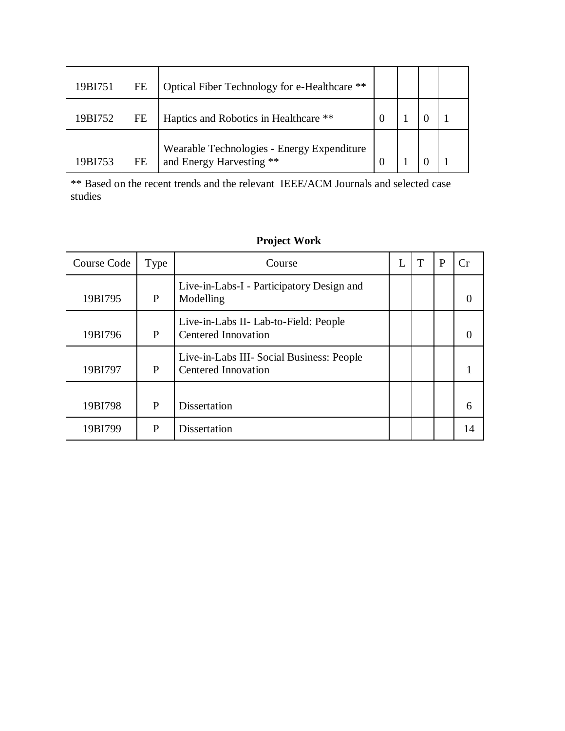| | | | | | | |
|---|---|---|---|---|---|---|
| 19BI751 | FE | Optical Fiber Technology for e-Healthcare ** | | | | |
| 19BI752 | FE | Haptics and Robotics in Healthcare ** | 0 | 1 | 0 | 1 |
| 19BI753 | FE | Wearable Technologies - Energy Expenditure and Energy Harvesting ** | 0 | 1 | 0 | 1 |

** Based on the recent trends and the relevant IEEE/ACM Journals and selected case studies

**Project Work**

| Course Code | Type | Course | L | T | P | Cr |
|---|---|---|---|---|---|---|
| 19BI795 | P | Live-in-Labs-I - Participatory Design and Modelling | | | | 0 |
| 19BI796 | P | Live-in-Labs II- Lab-to-Field: People Centered Innovation | | | | 0 |
| 19BI797 | P | Live-in-Labs III- Social Business: People Centered Innovation | | | | 1 |
| 19BI798 | P | Dissertation | | | | 6 |
| 19BI799 | P | Dissertation | | | | 14 |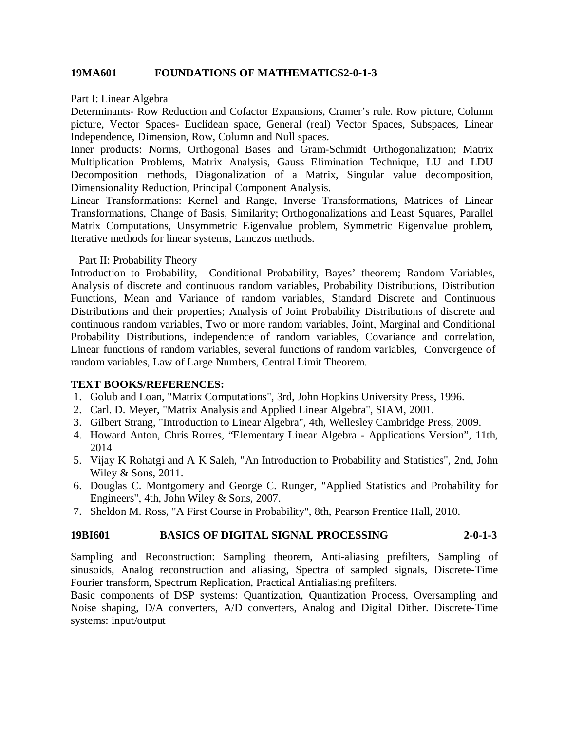**19MA601 FOUNDATIONS OF MATHEMATICS2-0-1-3**

Part I: Linear Algebra

Determinants- Row Reduction and Cofactor Expansions, Cramer's rule. Row picture, Column picture, Vector Spaces- Euclidean space, General (real) Vector Spaces, Subspaces, Linear Independence, Dimension, Row, Column and Null spaces.

Inner products: Norms, Orthogonal Bases and Gram-Schmidt Orthogonalization; Matrix Multiplication Problems, Matrix Analysis, Gauss Elimination Technique, LU and LDU Decomposition methods, Diagonalization of a Matrix, Singular value decomposition, Dimensionality Reduction, Principal Component Analysis.

Linear Transformations: Kernel and Range, Inverse Transformations, Matrices of Linear Transformations, Change of Basis, Similarity; Orthogonalizations and Least Squares, Parallel Matrix Computations, Unsymmetric Eigenvalue problem, Symmetric Eigenvalue problem, Iterative methods for linear systems, Lanczos methods.

Part II: Probability Theory

Introduction to Probability, Conditional Probability, Bayes' theorem; Random Variables, Analysis of discrete and continuous random variables, Probability Distributions, Distribution Functions, Mean and Variance of random variables, Standard Discrete and Continuous Distributions and their properties; Analysis of Joint Probability Distributions of discrete and continuous random variables, Two or more random variables, Joint, Marginal and Conditional Probability Distributions, independence of random variables, Covariance and correlation, Linear functions of random variables, several functions of random variables, Convergence of random variables, Law of Large Numbers, Central Limit Theorem.

**TEXT BOOKS/REFERENCES:**

1. Golub and Loan, "Matrix Computations", 3rd, John Hopkins University Press, 1996.
2. Carl. D. Meyer, "Matrix Analysis and Applied Linear Algebra", SIAM, 2001.
3. Gilbert Strang, "Introduction to Linear Algebra", 4th, Wellesley Cambridge Press, 2009.
4. Howard Anton, Chris Rorres, "Elementary Linear Algebra - Applications Version", 11th, 2014
5. Vijay K Rohatgi and A K Saleh, "An Introduction to Probability and Statistics", 2nd, John Wiley & Sons, 2011.
6. Douglas C. Montgomery and George C. Runger, "Applied Statistics and Probability for Engineers", 4th, John Wiley & Sons, 2007.
7. Sheldon M. Ross, "A First Course in Probability", 8th, Pearson Prentice Hall, 2010.

**19BI601 BASICS OF DIGITAL SIGNAL PROCESSING 2-0-1-3**

Sampling and Reconstruction: Sampling theorem, Anti-aliasing prefilters, Sampling of sinusoids, Analog reconstruction and aliasing, Spectra of sampled signals, Discrete-Time Fourier transform, Spectrum Replication, Practical Antialiasing prefilters.

Basic components of DSP systems: Quantization, Quantization Process, Oversampling and Noise shaping, D/A converters, A/D converters, Analog and Digital Dither. Discrete-Time systems: input/output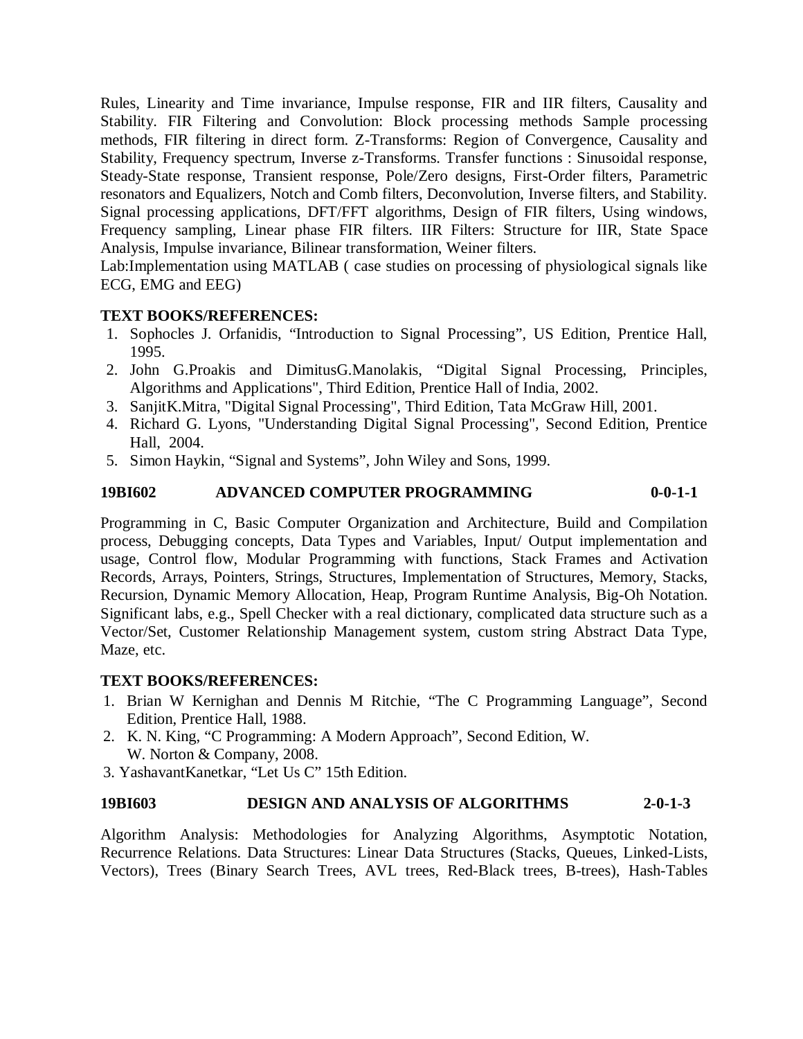Rules, Linearity and Time invariance, Impulse response, FIR and IIR filters, Causality and Stability. FIR Filtering and Convolution: Block processing methods Sample processing methods, FIR filtering in direct form. Z-Transforms: Region of Convergence, Causality and Stability, Frequency spectrum, Inverse z-Transforms. Transfer functions : Sinusoidal response, Steady-State response, Transient response, Pole/Zero designs, First-Order filters, Parametric resonators and Equalizers, Notch and Comb filters, Deconvolution, Inverse filters, and Stability. Signal processing applications, DFT/FFT algorithms, Design of FIR filters, Using windows, Frequency sampling, Linear phase FIR filters. IIR Filters: Structure for IIR, State Space Analysis, Impulse invariance, Bilinear transformation, Weiner filters.
Lab:Implementation using MATLAB ( case studies on processing of physiological signals like ECG, EMG and EEG)

**TEXT BOOKS/REFERENCES:**

1. Sophocles J. Orfanidis, "Introduction to Signal Processing", US Edition, Prentice Hall, 1995.
2. John G.Proakis and DimitusG.Manolakis, "Digital Signal Processing, Principles, Algorithms and Applications", Third Edition, Prentice Hall of India, 2002.
3. SanjitK.Mitra, "Digital Signal Processing", Third Edition, Tata McGraw Hill, 2001.
4. Richard G. Lyons, "Understanding Digital Signal Processing", Second Edition, Prentice Hall, 2004.
5. Simon Haykin, "Signal and Systems", John Wiley and Sons, 1999.

**19BI602 ADVANCED COMPUTER PROGRAMMING 0-0-1-1**

Programming in C, Basic Computer Organization and Architecture, Build and Compilation process, Debugging concepts, Data Types and Variables, Input/ Output implementation and usage, Control flow, Modular Programming with functions, Stack Frames and Activation Records, Arrays, Pointers, Strings, Structures, Implementation of Structures, Memory, Stacks, Recursion, Dynamic Memory Allocation, Heap, Program Runtime Analysis, Big-Oh Notation. Significant labs, e.g., Spell Checker with a real dictionary, complicated data structure such as a Vector/Set, Customer Relationship Management system, custom string Abstract Data Type, Maze, etc.

**TEXT BOOKS/REFERENCES:**

1. Brian W Kernighan and Dennis M Ritchie, "The C Programming Language", Second Edition, Prentice Hall, 1988.
2. K. N. King, "C Programming: A Modern Approach", Second Edition, W. W. Norton & Company, 2008.
3. YashavantKanetkar, "Let Us C" 15th Edition.

**19BI603 DESIGN AND ANALYSIS OF ALGORITHMS 2-0-1-3**

Algorithm Analysis: Methodologies for Analyzing Algorithms, Asymptotic Notation, Recurrence Relations. Data Structures: Linear Data Structures (Stacks, Queues, Linked-Lists, Vectors), Trees (Binary Search Trees, AVL trees, Red-Black trees, B-trees), Hash-Tables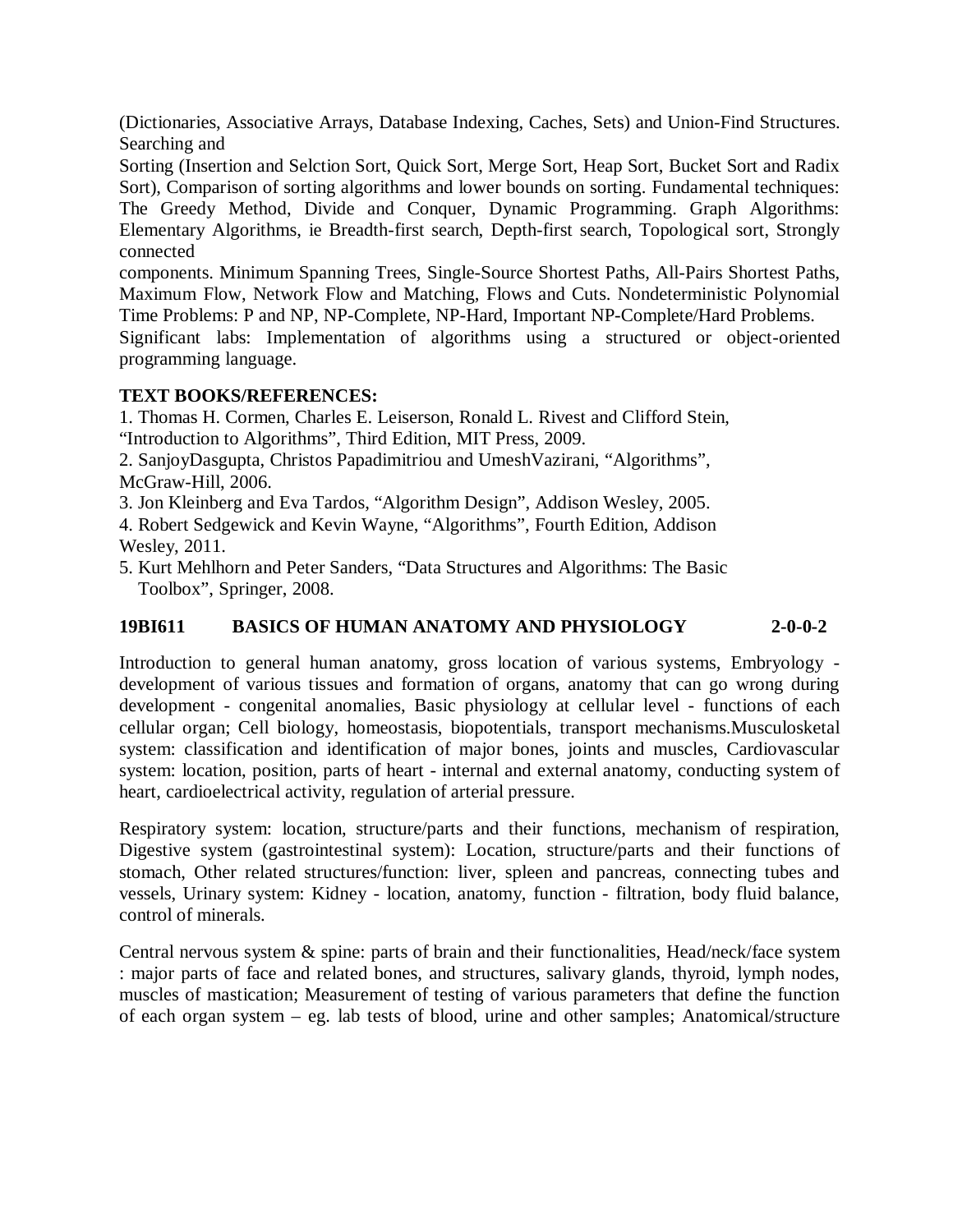(Dictionaries, Associative Arrays, Database Indexing, Caches, Sets) and Union-Find Structures. Searching and

Sorting (Insertion and Selction Sort, Quick Sort, Merge Sort, Heap Sort, Bucket Sort and Radix Sort), Comparison of sorting algorithms and lower bounds on sorting. Fundamental techniques: The Greedy Method, Divide and Conquer, Dynamic Programming. Graph Algorithms: Elementary Algorithms, ie Breadth-first search, Depth-first search, Topological sort, Strongly connected

components. Minimum Spanning Trees, Single-Source Shortest Paths, All-Pairs Shortest Paths, Maximum Flow, Network Flow and Matching, Flows and Cuts. Nondeterministic Polynomial Time Problems: P and NP, NP-Complete, NP-Hard, Important NP-Complete/Hard Problems.

Significant labs: Implementation of algorithms using a structured or object-oriented programming language.

**TEXT BOOKS/REFERENCES:**

1. Thomas H. Cormen, Charles E. Leiserson, Ronald L. Rivest and Clifford Stein, "Introduction to Algorithms", Third Edition, MIT Press, 2009.
2. SanjoyDasgupta, Christos Papadimitriou and UmeshVazirani, "Algorithms", McGraw-Hill, 2006.
3. Jon Kleinberg and Eva Tardos, "Algorithm Design", Addison Wesley, 2005.
4. Robert Sedgewick and Kevin Wayne, "Algorithms", Fourth Edition, Addison Wesley, 2011.
5. Kurt Mehlhorn and Peter Sanders, "Data Structures and Algorithms: The Basic Toolbox", Springer, 2008.

**19BI611 BASICS OF HUMAN ANATOMY AND PHYSIOLOGY 2-0-0-2**

Introduction to general human anatomy, gross location of various systems, Embryology - development of various tissues and formation of organs, anatomy that can go wrong during development - congenital anomalies, Basic physiology at cellular level - functions of each cellular organ; Cell biology, homeostasis, biopotentials, transport mechanisms.Musculosketal system: classification and identification of major bones, joints and muscles, Cardiovascular system: location, position, parts of heart - internal and external anatomy, conducting system of heart, cardioelectrical activity, regulation of arterial pressure.

Respiratory system: location, structure/parts and their functions, mechanism of respiration, Digestive system (gastrointestinal system): Location, structure/parts and their functions of stomach, Other related structures/function: liver, spleen and pancreas, connecting tubes and vessels, Urinary system: Kidney - location, anatomy, function - filtration, body fluid balance, control of minerals.

Central nervous system & spine: parts of brain and their functionalities, Head/neck/face system : major parts of face and related bones, and structures, salivary glands, thyroid, lymph nodes, muscles of mastication; Measurement of testing of various parameters that define the function of each organ system – eg. lab tests of blood, urine and other samples; Anatomical/structure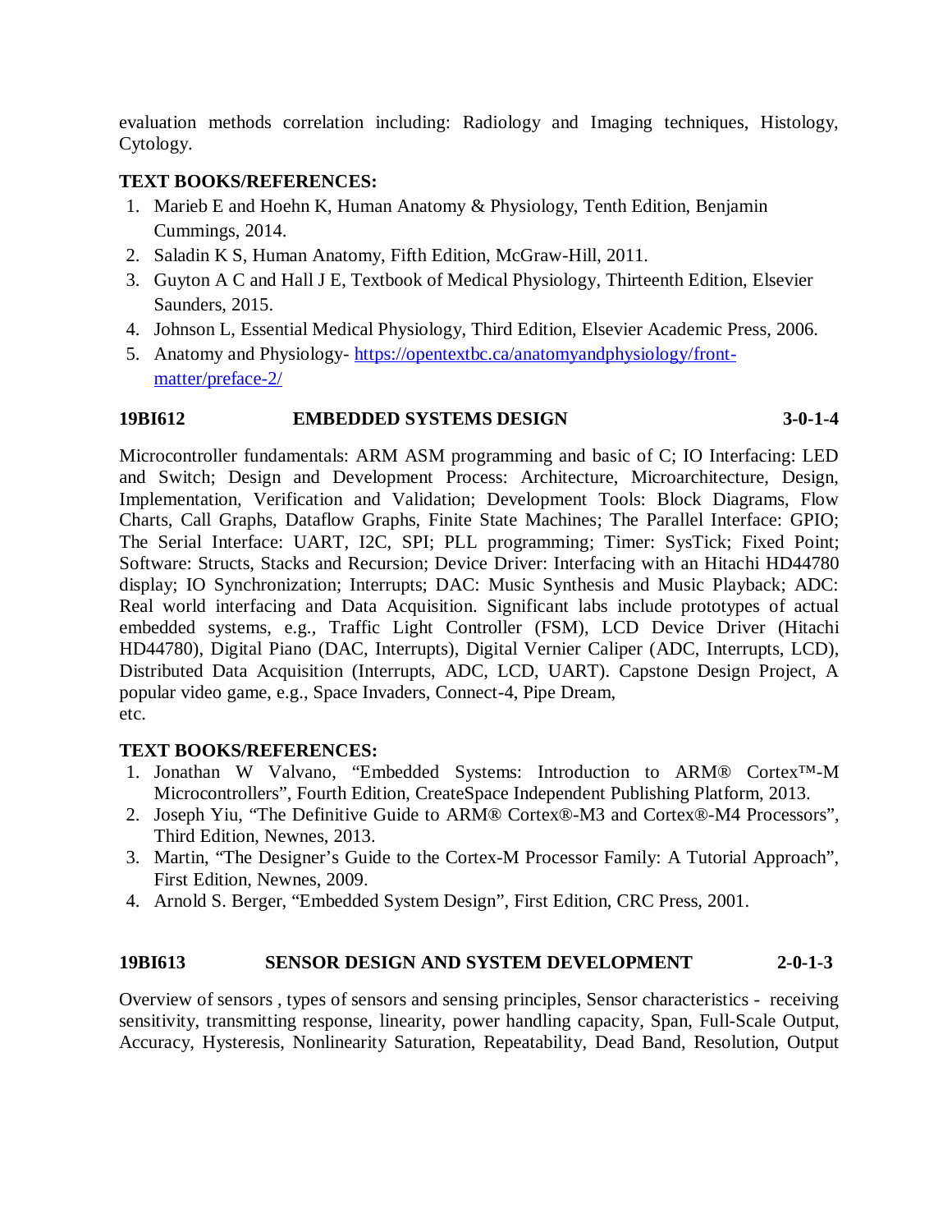evaluation methods correlation including: Radiology and Imaging techniques, Histology, Cytology.

**TEXT BOOKS/REFERENCES:**

1. Marieb E and Hoehn K, Human Anatomy & Physiology, Tenth Edition, Benjamin Cummings, 2014.
2. Saladin K S, Human Anatomy, Fifth Edition, McGraw-Hill, 2011.
3. Guyton A C and Hall J E, Textbook of Medical Physiology, Thirteenth Edition, Elsevier Saunders, 2015.
4. Johnson L, Essential Medical Physiology, Third Edition, Elsevier Academic Press, 2006.
5. Anatomy and Physiology- https://opentextbc.ca/anatomyandphysiology/front-matter/preface-2/

**19BI612 EMBEDDED SYSTEMS DESIGN 3-0-1-4**

Microcontroller fundamentals: ARM ASM programming and basic of C; IO Interfacing: LED and Switch; Design and Development Process: Architecture, Microarchitecture, Design, Implementation, Verification and Validation; Development Tools: Block Diagrams, Flow Charts, Call Graphs, Dataflow Graphs, Finite State Machines; The Parallel Interface: GPIO; The Serial Interface: UART, I2C, SPI; PLL programming; Timer: SysTick; Fixed Point; Software: Structs, Stacks and Recursion; Device Driver: Interfacing with an Hitachi HD44780 display; IO Synchronization; Interrupts; DAC: Music Synthesis and Music Playback; ADC: Real world interfacing and Data Acquisition. Significant labs include prototypes of actual embedded systems, e.g., Traffic Light Controller (FSM), LCD Device Driver (Hitachi HD44780), Digital Piano (DAC, Interrupts), Digital Vernier Caliper (ADC, Interrupts, LCD), Distributed Data Acquisition (Interrupts, ADC, LCD, UART). Capstone Design Project, A popular video game, e.g., Space Invaders, Connect-4, Pipe Dream,
etc.

**TEXT BOOKS/REFERENCES:**

1. Jonathan W Valvano, "Embedded Systems: Introduction to ARM® Cortex™-M Microcontrollers", Fourth Edition, CreateSpace Independent Publishing Platform, 2013.
2. Joseph Yiu, "The Definitive Guide to ARM® Cortex®-M3 and Cortex®-M4 Processors", Third Edition, Newnes, 2013.
3. Martin, "The Designer's Guide to the Cortex-M Processor Family: A Tutorial Approach", First Edition, Newnes, 2009.
4. Arnold S. Berger, "Embedded System Design", First Edition, CRC Press, 2001.

**19BI613 SENSOR DESIGN AND SYSTEM DEVELOPMENT 2-0-1-3**

Overview of sensors , types of sensors and sensing principles, Sensor characteristics - receiving sensitivity, transmitting response, linearity, power handling capacity, Span, Full-Scale Output, Accuracy, Hysteresis, Nonlinearity Saturation, Repeatability, Dead Band, Resolution, Output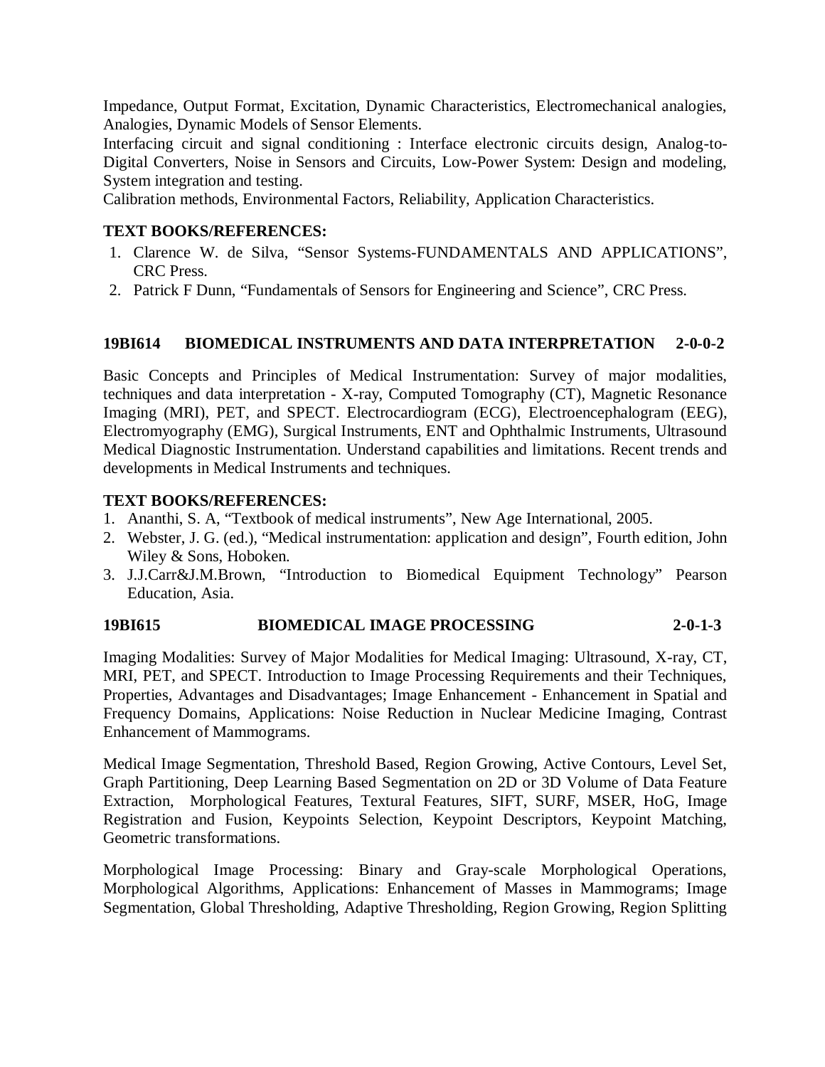Impedance, Output Format, Excitation, Dynamic Characteristics, Electromechanical analogies, Analogies, Dynamic Models of Sensor Elements.
Interfacing circuit and signal conditioning : Interface electronic circuits design, Analog-to-Digital Converters, Noise in Sensors and Circuits, Low-Power System: Design and modeling, System integration and testing.
Calibration methods, Environmental Factors, Reliability, Application Characteristics.

**TEXT BOOKS/REFERENCES:**

1. Clarence W. de Silva, "Sensor Systems-FUNDAMENTALS AND APPLICATIONS", CRC Press.
2. Patrick F Dunn, "Fundamentals of Sensors for Engineering and Science", CRC Press.

### 19BI614 BIOMEDICAL INSTRUMENTS AND DATA INTERPRETATION 2-0-0-2

Basic Concepts and Principles of Medical Instrumentation: Survey of major modalities, techniques and data interpretation - X-ray, Computed Tomography (CT), Magnetic Resonance Imaging (MRI), PET, and SPECT. Electrocardiogram (ECG), Electroencephalogram (EEG), Electromyography (EMG), Surgical Instruments, ENT and Ophthalmic Instruments, Ultrasound Medical Diagnostic Instrumentation. Understand capabilities and limitations. Recent trends and developments in Medical Instruments and techniques.

**TEXT BOOKS/REFERENCES:**

1. Ananthi, S. A, "Textbook of medical instruments", New Age International, 2005.
2. Webster, J. G. (ed.), "Medical instrumentation: application and design", Fourth edition, John Wiley & Sons, Hoboken.
3. J.J.Carr&J.M.Brown, "Introduction to Biomedical Equipment Technology" Pearson Education, Asia.

### 19BI615 BIOMEDICAL IMAGE PROCESSING 2-0-1-3

Imaging Modalities: Survey of Major Modalities for Medical Imaging: Ultrasound, X-ray, CT, MRI, PET, and SPECT. Introduction to Image Processing Requirements and their Techniques, Properties, Advantages and Disadvantages; Image Enhancement - Enhancement in Spatial and Frequency Domains, Applications: Noise Reduction in Nuclear Medicine Imaging, Contrast Enhancement of Mammograms.

Medical Image Segmentation, Threshold Based, Region Growing, Active Contours, Level Set, Graph Partitioning, Deep Learning Based Segmentation on 2D or 3D Volume of Data Feature Extraction, Morphological Features, Textural Features, SIFT, SURF, MSER, HoG, Image Registration and Fusion, Keypoints Selection, Keypoint Descriptors, Keypoint Matching, Geometric transformations.

Morphological Image Processing: Binary and Gray-scale Morphological Operations, Morphological Algorithms, Applications: Enhancement of Masses in Mammograms; Image Segmentation, Global Thresholding, Adaptive Thresholding, Region Growing, Region Splitting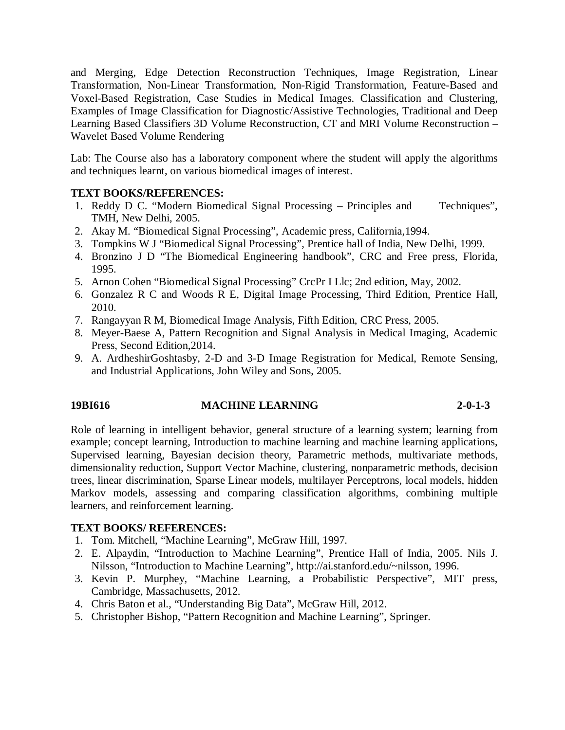and Merging, Edge Detection Reconstruction Techniques, Image Registration, Linear Transformation, Non-Linear Transformation, Non-Rigid Transformation, Feature-Based and Voxel-Based Registration, Case Studies in Medical Images. Classification and Clustering, Examples of Image Classification for Diagnostic/Assistive Technologies, Traditional and Deep Learning Based Classifiers 3D Volume Reconstruction, CT and MRI Volume Reconstruction – Wavelet Based Volume Rendering

Lab: The Course also has a laboratory component where the student will apply the algorithms and techniques learnt, on various biomedical images of interest.

**TEXT BOOKS/REFERENCES:**

1. Reddy D C. "Modern Biomedical Signal Processing – Principles and Techniques", TMH, New Delhi, 2005.
2. Akay M. "Biomedical Signal Processing", Academic press, California,1994.
3. Tompkins W J "Biomedical Signal Processing", Prentice hall of India, New Delhi, 1999.
4. Bronzino J D "The Biomedical Engineering handbook", CRC and Free press, Florida, 1995.
5. Arnon Cohen "Biomedical Signal Processing" CrcPr I Llc; 2nd edition, May, 2002.
6. Gonzalez R C and Woods R E, Digital Image Processing, Third Edition, Prentice Hall, 2010.
7. Rangayyan R M, Biomedical Image Analysis, Fifth Edition, CRC Press, 2005.
8. Meyer-Baese A, Pattern Recognition and Signal Analysis in Medical Imaging, Academic Press, Second Edition,2014.
9. A. ArdheshirGoshtasby, 2-D and 3-D Image Registration for Medical, Remote Sensing, and Industrial Applications, John Wiley and Sons, 2005.

**19BI616 MACHINE LEARNING 2-0-1-3**

Role of learning in intelligent behavior, general structure of a learning system; learning from example; concept learning, Introduction to machine learning and machine learning applications, Supervised learning, Bayesian decision theory, Parametric methods, multivariate methods, dimensionality reduction, Support Vector Machine, clustering, nonparametric methods, decision trees, linear discrimination, Sparse Linear models, multilayer Perceptrons, local models, hidden Markov models, assessing and comparing classification algorithms, combining multiple learners, and reinforcement learning.

**TEXT BOOKS/ REFERENCES:**

1. Tom. Mitchell, "Machine Learning", McGraw Hill, 1997.
2. E. Alpaydin, "Introduction to Machine Learning", Prentice Hall of India, 2005. Nils J. Nilsson, "Introduction to Machine Learning", http://ai.stanford.edu/~nilsson, 1996.
3. Kevin P. Murphey, "Machine Learning, a Probabilistic Perspective", MIT press, Cambridge, Massachusetts, 2012.
4. Chris Baton et al., "Understanding Big Data", McGraw Hill, 2012.
5. Christopher Bishop, "Pattern Recognition and Machine Learning", Springer.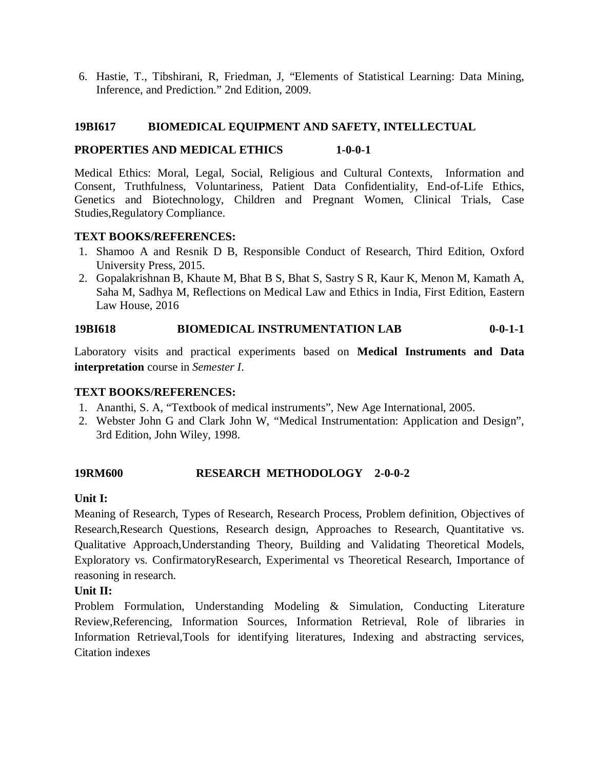6. Hastie, T., Tibshirani, R, Friedman, J, “Elements of Statistical Learning: Data Mining, Inference, and Prediction.” 2nd Edition, 2009.

### 19BI617 BIOMEDICAL EQUIPMENT AND SAFETY, INTELLECTUAL PROPERTIES AND MEDICAL ETHICS 1-0-0-1

Medical Ethics: Moral, Legal, Social, Religious and Cultural Contexts, Information and Consent, Truthfulness, Voluntariness, Patient Data Confidentiality, End-of-Life Ethics, Genetics and Biotechnology, Children and Pregnant Women, Clinical Trials, Case Studies,Regulatory Compliance.

**TEXT BOOKS/REFERENCES:**

1. Shamoo A and Resnik D B, Responsible Conduct of Research, Third Edition, Oxford University Press, 2015.
2. Gopalakrishnan B, Khaute M, Bhat B S, Bhat S, Sastry S R, Kaur K, Menon M, Kamath A, Saha M, Sadhya M, Reflections on Medical Law and Ethics in India, First Edition, Eastern Law House, 2016

### 19BI618 BIOMEDICAL INSTRUMENTATION LAB 0-0-1-1

Laboratory visits and practical experiments based on **Medical Instruments and Data interpretation** course in *Semester I*.

**TEXT BOOKS/REFERENCES:**

1. Ananthi, S. A, “Textbook of medical instruments”, New Age International, 2005.
2. Webster John G and Clark John W, “Medical Instrumentation: Application and Design”, 3rd Edition, John Wiley, 1998.

### 19RM600 RESEARCH METHODOLOGY 2-0-0-2

**Unit I:**

Meaning of Research, Types of Research, Research Process, Problem definition, Objectives of Research,Research Questions, Research design, Approaches to Research, Quantitative vs. Qualitative Approach,Understanding Theory, Building and Validating Theoretical Models, Exploratory vs. ConfirmatoryResearch, Experimental vs Theoretical Research, Importance of reasoning in research.

**Unit II:**

Problem Formulation, Understanding Modeling & Simulation, Conducting Literature Review,Referencing, Information Sources, Information Retrieval, Role of libraries in Information Retrieval,Tools for identifying literatures, Indexing and abstracting services, Citation indexes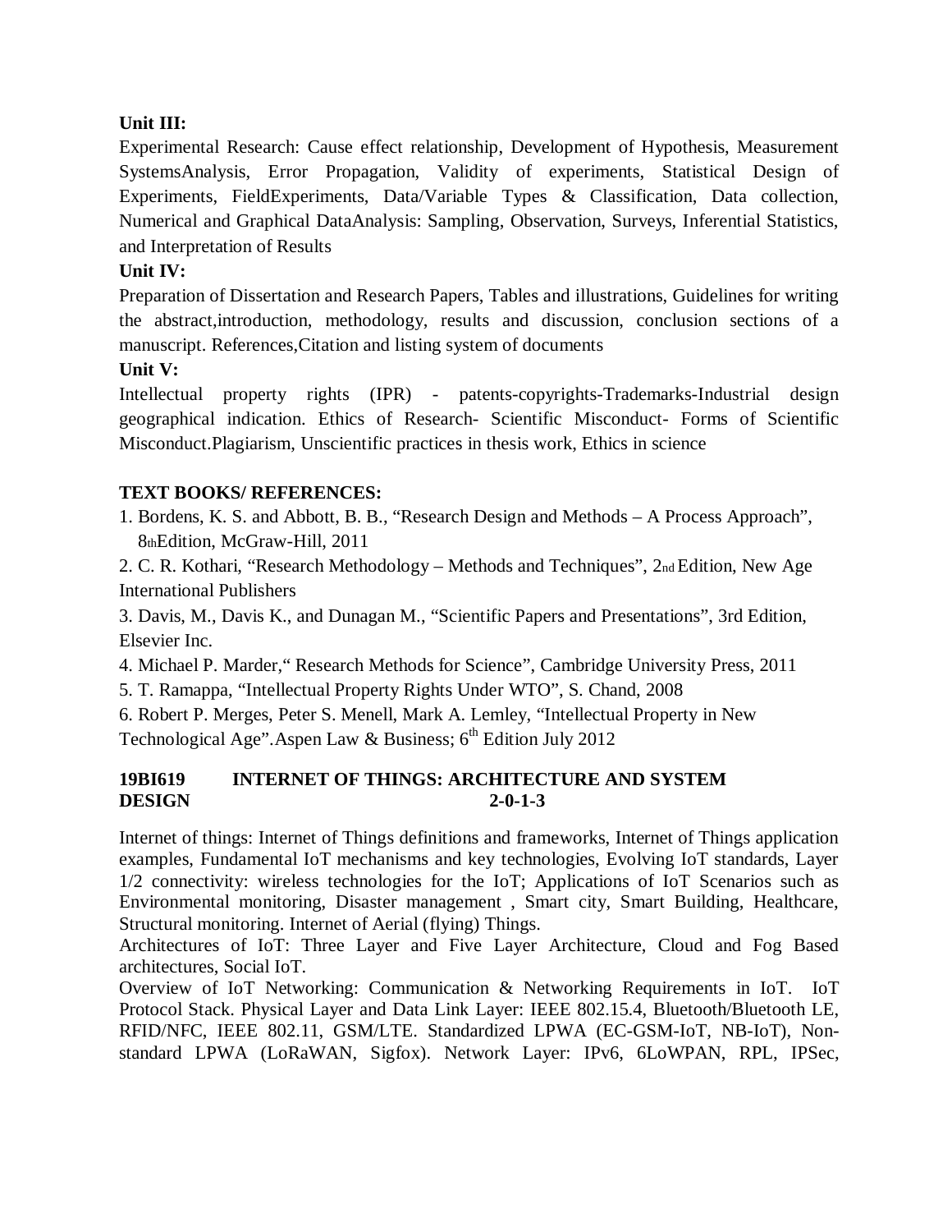**Unit III:**

Experimental Research: Cause effect relationship, Development of Hypothesis, Measurement SystemsAnalysis, Error Propagation, Validity of experiments, Statistical Design of Experiments, FieldExperiments, Data/Variable Types & Classification, Data collection, Numerical and Graphical DataAnalysis: Sampling, Observation, Surveys, Inferential Statistics, and Interpretation of Results

**Unit IV:**

Preparation of Dissertation and Research Papers, Tables and illustrations, Guidelines for writing the abstract,introduction, methodology, results and discussion, conclusion sections of a manuscript. References,Citation and listing system of documents

**Unit V:**

Intellectual property rights (IPR) - patents-copyrights-Trademarks-Industrial design geographical indication. Ethics of Research- Scientific Misconduct- Forms of Scientific Misconduct.Plagiarism, Unscientific practices in thesis work, Ethics in science

**TEXT BOOKS/ REFERENCES:**

1. Bordens, K. S. and Abbott, B. B., "Research Design and Methods – A Process Approach", 8thEdition, McGraw-Hill, 2011
2. C. R. Kothari, "Research Methodology – Methods and Techniques", 2nd Edition, New Age International Publishers
3. Davis, M., Davis K., and Dunagan M., "Scientific Papers and Presentations", 3rd Edition, Elsevier Inc.
4. Michael P. Marder," Research Methods for Science", Cambridge University Press, 2011
5. T. Ramappa, "Intellectual Property Rights Under WTO", S. Chand, 2008
6. Robert P. Merges, Peter S. Menell, Mark A. Lemley, "Intellectual Property in New Technological Age".Aspen Law & Business; 6th Edition July 2012

**19BI619 INTERNET OF THINGS: ARCHITECTURE AND SYSTEM DESIGN 2-0-1-3**

Internet of things: Internet of Things definitions and frameworks, Internet of Things application examples, Fundamental IoT mechanisms and key technologies, Evolving IoT standards, Layer 1/2 connectivity: wireless technologies for the IoT; Applications of IoT Scenarios such as Environmental monitoring, Disaster management , Smart city, Smart Building, Healthcare, Structural monitoring. Internet of Aerial (flying) Things.

Architectures of IoT: Three Layer and Five Layer Architecture, Cloud and Fog Based architectures, Social IoT.

Overview of IoT Networking: Communication & Networking Requirements in IoT. IoT Protocol Stack. Physical Layer and Data Link Layer: IEEE 802.15.4, Bluetooth/Bluetooth LE, RFID/NFC, IEEE 802.11, GSM/LTE. Standardized LPWA (EC-GSM-IoT, NB-IoT), Non-standard LPWA (LoRaWAN, Sigfox). Network Layer: IPv6, 6LoWPAN, RPL, IPSec,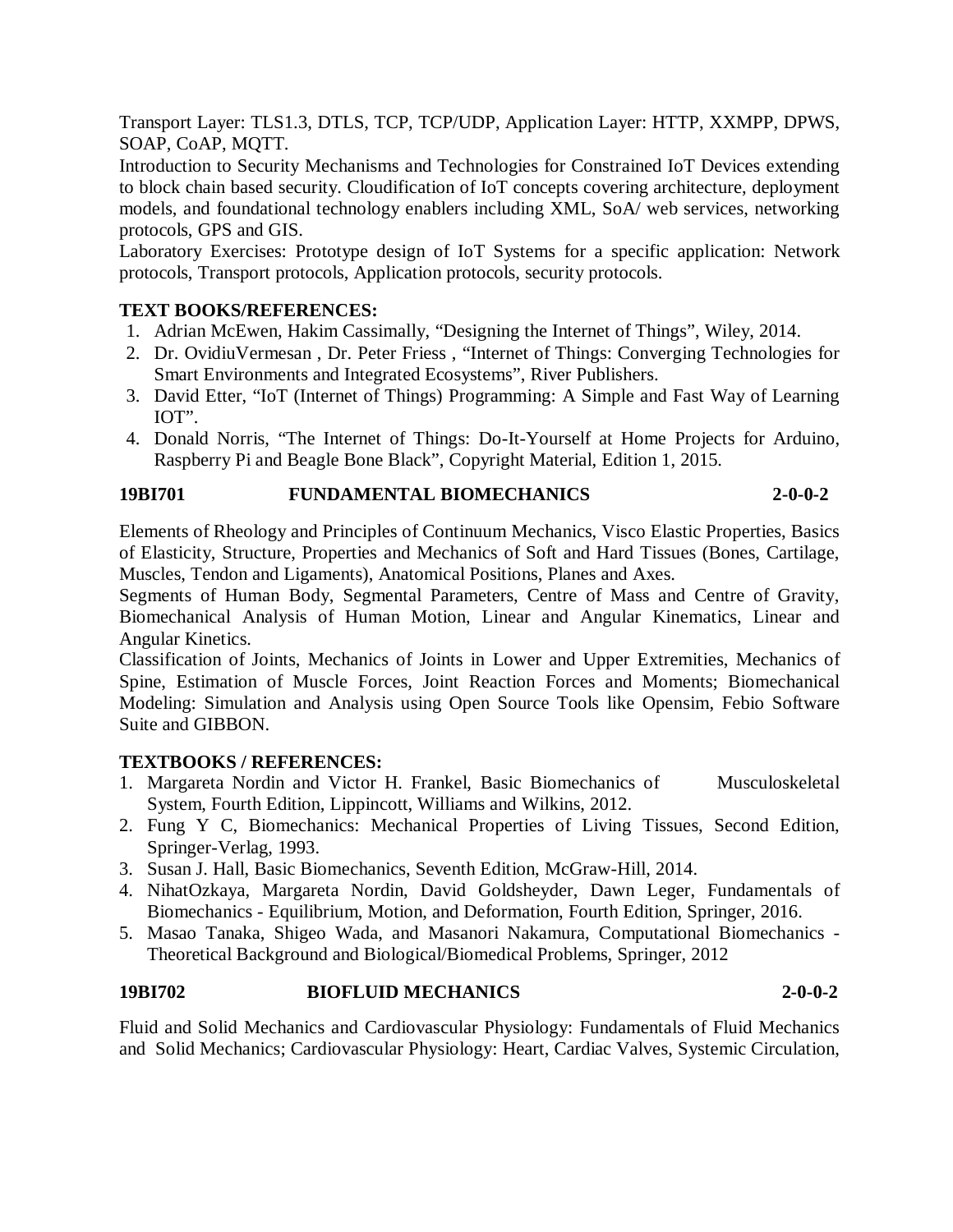Transport Layer: TLS1.3, DTLS, TCP, TCP/UDP, Application Layer: HTTP, XXMPP, DPWS, SOAP, CoAP, MQTT.

Introduction to Security Mechanisms and Technologies for Constrained IoT Devices extending to block chain based security. Cloudification of IoT concepts covering architecture, deployment models, and foundational technology enablers including XML, SoA/ web services, networking protocols, GPS and GIS.

Laboratory Exercises: Prototype design of IoT Systems for a specific application: Network protocols, Transport protocols, Application protocols, security protocols.

**TEXT BOOKS/REFERENCES:**

1. Adrian McEwen, Hakim Cassimally, "Designing the Internet of Things", Wiley, 2014.
2. Dr. OvidiuVermesan , Dr. Peter Friess , "Internet of Things: Converging Technologies for Smart Environments and Integrated Ecosystems", River Publishers.
3. David Etter, "IoT (Internet of Things) Programming: A Simple and Fast Way of Learning IOT".
4. Donald Norris, "The Internet of Things: Do-It-Yourself at Home Projects for Arduino, Raspberry Pi and Beagle Bone Black", Copyright Material, Edition 1, 2015.

**19BI701 FUNDAMENTAL BIOMECHANICS 2-0-0-2**

Elements of Rheology and Principles of Continuum Mechanics, Visco Elastic Properties, Basics of Elasticity, Structure, Properties and Mechanics of Soft and Hard Tissues (Bones, Cartilage, Muscles, Tendon and Ligaments), Anatomical Positions, Planes and Axes.

Segments of Human Body, Segmental Parameters, Centre of Mass and Centre of Gravity, Biomechanical Analysis of Human Motion, Linear and Angular Kinematics, Linear and Angular Kinetics.

Classification of Joints, Mechanics of Joints in Lower and Upper Extremities, Mechanics of Spine, Estimation of Muscle Forces, Joint Reaction Forces and Moments; Biomechanical Modeling: Simulation and Analysis using Open Source Tools like Opensim, Febio Software Suite and GIBBON.

**TEXTBOOKS / REFERENCES:**

1. Margareta Nordin and Victor H. Frankel, Basic Biomechanics of Musculoskeletal System, Fourth Edition, Lippincott, Williams and Wilkins, 2012.
2. Fung Y C, Biomechanics: Mechanical Properties of Living Tissues, Second Edition, Springer-Verlag, 1993.
3. Susan J. Hall, Basic Biomechanics, Seventh Edition, McGraw-Hill, 2014.
4. NihatOzkaya, Margareta Nordin, David Goldsheyder, Dawn Leger, Fundamentals of Biomechanics - Equilibrium, Motion, and Deformation, Fourth Edition, Springer, 2016.
5. Masao Tanaka, Shigeo Wada, and Masanori Nakamura, Computational Biomechanics - Theoretical Background and Biological/Biomedical Problems, Springer, 2012

**19BI702 BIOFLUID MECHANICS 2-0-0-2**

Fluid and Solid Mechanics and Cardiovascular Physiology: Fundamentals of Fluid Mechanics and Solid Mechanics; Cardiovascular Physiology: Heart, Cardiac Valves, Systemic Circulation,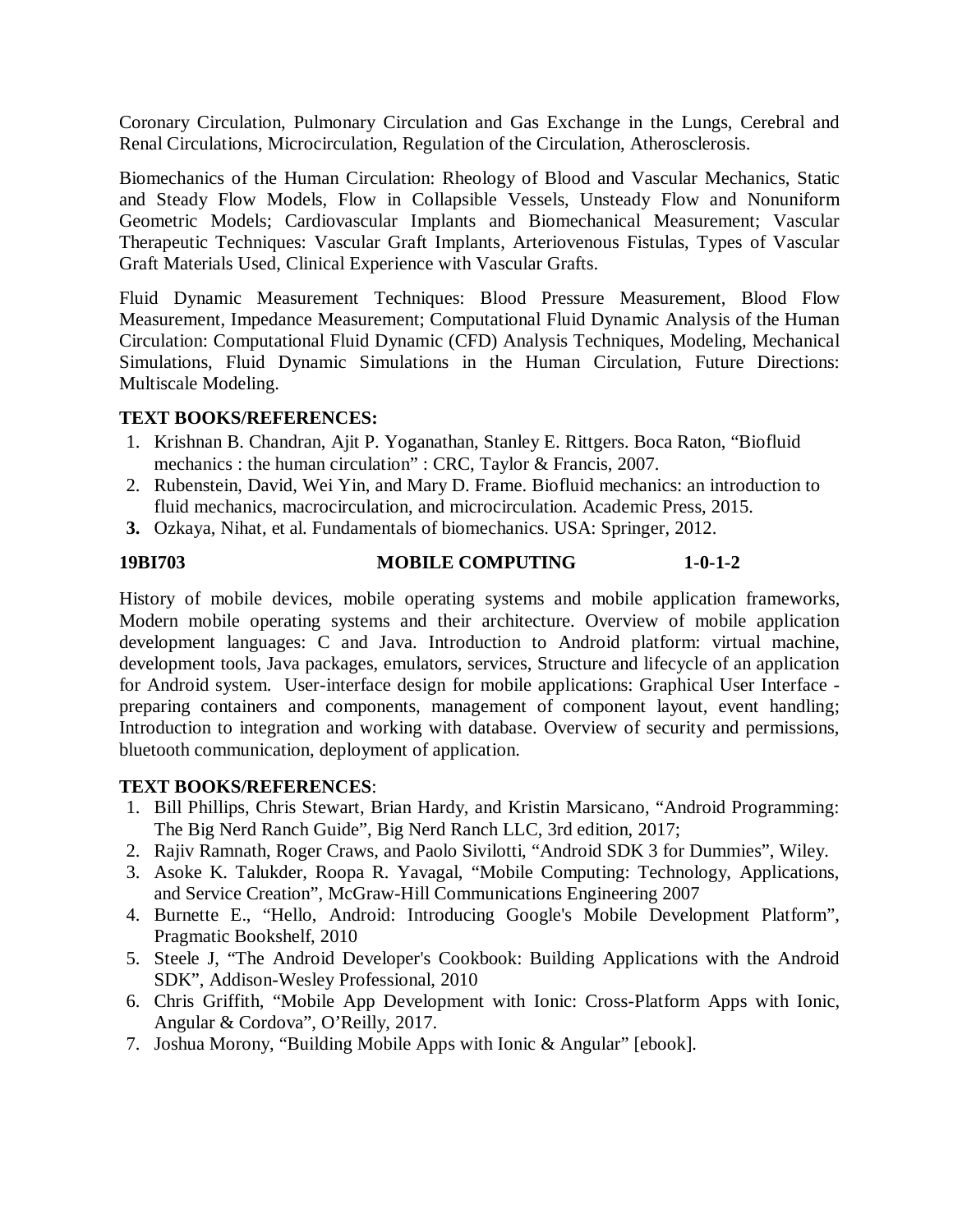Coronary Circulation, Pulmonary Circulation and Gas Exchange in the Lungs, Cerebral and Renal Circulations, Microcirculation, Regulation of the Circulation, Atherosclerosis.

Biomechanics of the Human Circulation: Rheology of Blood and Vascular Mechanics, Static and Steady Flow Models, Flow in Collapsible Vessels, Unsteady Flow and Nonuniform Geometric Models; Cardiovascular Implants and Biomechanical Measurement; Vascular Therapeutic Techniques: Vascular Graft Implants, Arteriovenous Fistulas, Types of Vascular Graft Materials Used, Clinical Experience with Vascular Grafts.

Fluid Dynamic Measurement Techniques: Blood Pressure Measurement, Blood Flow Measurement, Impedance Measurement; Computational Fluid Dynamic Analysis of the Human Circulation: Computational Fluid Dynamic (CFD) Analysis Techniques, Modeling, Mechanical Simulations, Fluid Dynamic Simulations in the Human Circulation, Future Directions: Multiscale Modeling.

**TEXT BOOKS/REFERENCES:**

1. Krishnan B. Chandran, Ajit P. Yoganathan, Stanley E. Rittgers. Boca Raton, "Biofluid mechanics : the human circulation" : CRC, Taylor & Francis, 2007.
2. Rubenstein, David, Wei Yin, and Mary D. Frame. Biofluid mechanics: an introduction to fluid mechanics, macrocirculation, and microcirculation. Academic Press, 2015.
3. Ozkaya, Nihat, et al. Fundamentals of biomechanics. USA: Springer, 2012.

**19BI703 MOBILE COMPUTING 1-0-1-2**

History of mobile devices, mobile operating systems and mobile application frameworks, Modern mobile operating systems and their architecture. Overview of mobile application development languages: C and Java. Introduction to Android platform: virtual machine, development tools, Java packages, emulators, services, Structure and lifecycle of an application for Android system. User-interface design for mobile applications: Graphical User Interface - preparing containers and components, management of component layout, event handling; Introduction to integration and working with database. Overview of security and permissions, bluetooth communication, deployment of application.

**TEXT BOOKS/REFERENCES**:

1. Bill Phillips, Chris Stewart, Brian Hardy, and Kristin Marsicano, "Android Programming: The Big Nerd Ranch Guide", Big Nerd Ranch LLC, 3rd edition, 2017;
2. Rajiv Ramnath, Roger Craws, and Paolo Sivilotti, "Android SDK 3 for Dummies", Wiley.
3. Asoke K. Talukder, Roopa R. Yavagal, "Mobile Computing: Technology, Applications, and Service Creation", McGraw-Hill Communications Engineering 2007
4. Burnette E., "Hello, Android: Introducing Google's Mobile Development Platform", Pragmatic Bookshelf, 2010
5. Steele J, "The Android Developer's Cookbook: Building Applications with the Android SDK", Addison-Wesley Professional, 2010
6. Chris Griffith, "Mobile App Development with Ionic: Cross-Platform Apps with Ionic, Angular & Cordova", O'Reilly, 2017.
7. Joshua Morony, "Building Mobile Apps with Ionic & Angular" [ebook].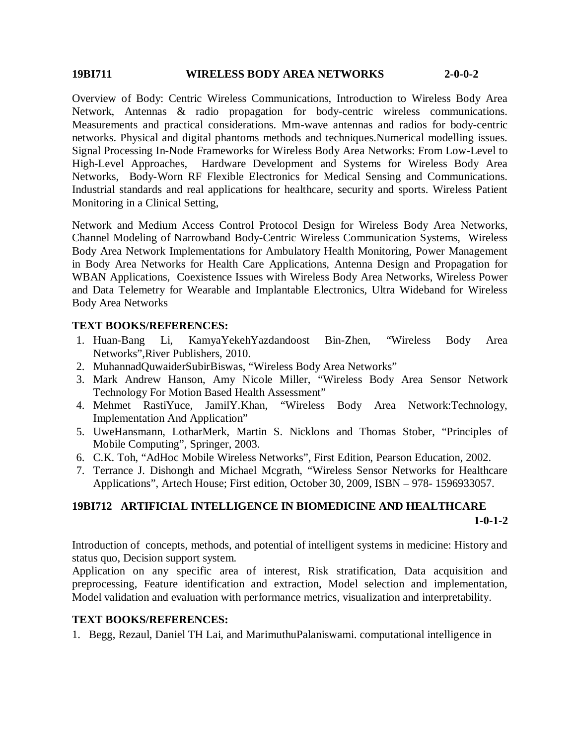## 19BI711 WIRELESS BODY AREA NETWORKS 2-0-0-2

Overview of Body: Centric Wireless Communications, Introduction to Wireless Body Area Network, Antennas & radio propagation for body-centric wireless communications. Measurements and practical considerations. Mm-wave antennas and radios for body-centric networks. Physical and digital phantoms methods and techniques.Numerical modelling issues. Signal Processing In-Node Frameworks for Wireless Body Area Networks: From Low-Level to High-Level Approaches, Hardware Development and Systems for Wireless Body Area Networks, Body-Worn RF Flexible Electronics for Medical Sensing and Communications. Industrial standards and real applications for healthcare, security and sports. Wireless Patient Monitoring in a Clinical Setting,

Network and Medium Access Control Protocol Design for Wireless Body Area Networks, Channel Modeling of Narrowband Body-Centric Wireless Communication Systems, Wireless Body Area Network Implementations for Ambulatory Health Monitoring, Power Management in Body Area Networks for Health Care Applications, Antenna Design and Propagation for WBAN Applications, Coexistence Issues with Wireless Body Area Networks, Wireless Power and Data Telemetry for Wearable and Implantable Electronics, Ultra Wideband for Wireless Body Area Networks

### TEXT BOOKS/REFERENCES:

1. Huan-Bang Li, KamyaYekehYazdandoost Bin-Zhen, “Wireless Body Area Networks”,River Publishers, 2010.
2. MuhannadQuwaiderSubirBiswas, “Wireless Body Area Networks”
3. Mark Andrew Hanson, Amy Nicole Miller, “Wireless Body Area Sensor Network Technology For Motion Based Health Assessment”
4. Mehmet RastiYuce, JamilY.Khan, “Wireless Body Area Network:Technology, Implementation And Application”
5. UweHansmann, LotharMerk, Martin S. Nicklons and Thomas Stober, “Principles of Mobile Computing”, Springer, 2003.
6. C.K. Toh, “AdHoc Mobile Wireless Networks”, First Edition, Pearson Education, 2002.
7. Terrance J. Dishongh and Michael Mcgrath, “Wireless Sensor Networks for Healthcare Applications”, Artech House; First edition, October 30, 2009, ISBN – 978- 1596933057.

## 19BI712 ARTIFICIAL INTELLIGENCE IN BIOMEDICINE AND HEALTHCARE 1-0-1-2

Introduction of concepts, methods, and potential of intelligent systems in medicine: History and status quo, Decision support system.
Application on any specific area of interest, Risk stratification, Data acquisition and preprocessing, Feature identification and extraction, Model selection and implementation, Model validation and evaluation with performance metrics, visualization and interpretability.

### TEXT BOOKS/REFERENCES:

1. Begg, Rezaul, Daniel TH Lai, and MarimuthuPalaniswami. computational intelligence in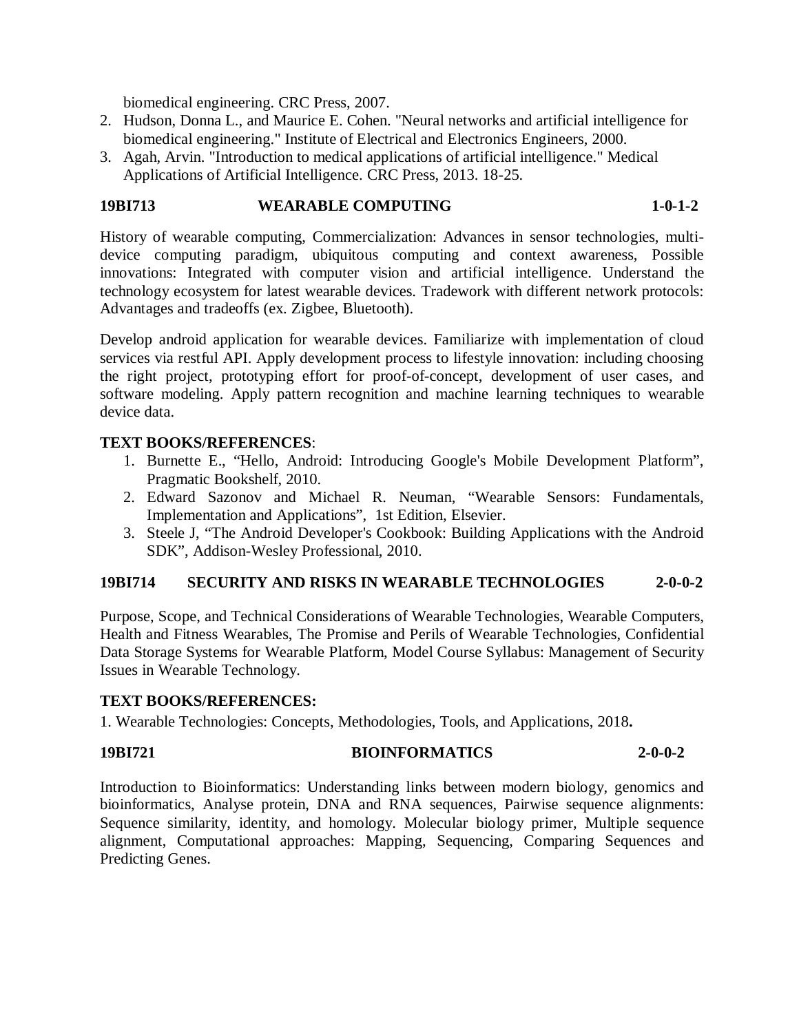biomedical engineering. CRC Press, 2007.

2. Hudson, Donna L., and Maurice E. Cohen. "Neural networks and artificial intelligence for biomedical engineering." Institute of Electrical and Electronics Engineers, 2000.
3. Agah, Arvin. "Introduction to medical applications of artificial intelligence." Medical Applications of Artificial Intelligence. CRC Press, 2013. 18-25.

**19BI713 WEARABLE COMPUTING 1-0-1-2**

History of wearable computing, Commercialization: Advances in sensor technologies, multi-device computing paradigm, ubiquitous computing and context awareness, Possible innovations: Integrated with computer vision and artificial intelligence. Understand the technology ecosystem for latest wearable devices. Tradework with different network protocols: Advantages and tradeoffs (ex. Zigbee, Bluetooth).

Develop android application for wearable devices. Familiarize with implementation of cloud services via restful API. Apply development process to lifestyle innovation: including choosing the right project, prototyping effort for proof-of-concept, development of user cases, and software modeling. Apply pattern recognition and machine learning techniques to wearable device data.

**TEXT BOOKS/REFERENCES**:

1. Burnette E., "Hello, Android: Introducing Google's Mobile Development Platform", Pragmatic Bookshelf, 2010.
2. Edward Sazonov and Michael R. Neuman, "Wearable Sensors: Fundamentals, Implementation and Applications", 1st Edition, Elsevier.
3. Steele J, "The Android Developer's Cookbook: Building Applications with the Android SDK", Addison-Wesley Professional, 2010.

**19BI714 SECURITY AND RISKS IN WEARABLE TECHNOLOGIES 2-0-0-2**

Purpose, Scope, and Technical Considerations of Wearable Technologies, Wearable Computers, Health and Fitness Wearables, The Promise and Perils of Wearable Technologies, Confidential Data Storage Systems for Wearable Platform, Model Course Syllabus: Management of Security Issues in Wearable Technology.

**TEXT BOOKS/REFERENCES:**

1. Wearable Technologies: Concepts, Methodologies, Tools, and Applications, 2018**.**

**19BI721 BIOINFORMATICS 2-0-0-2**

Introduction to Bioinformatics: Understanding links between modern biology, genomics and bioinformatics, Analyse protein, DNA and RNA sequences, Pairwise sequence alignments: Sequence similarity, identity, and homology. Molecular biology primer, Multiple sequence alignment, Computational approaches: Mapping, Sequencing, Comparing Sequences and Predicting Genes.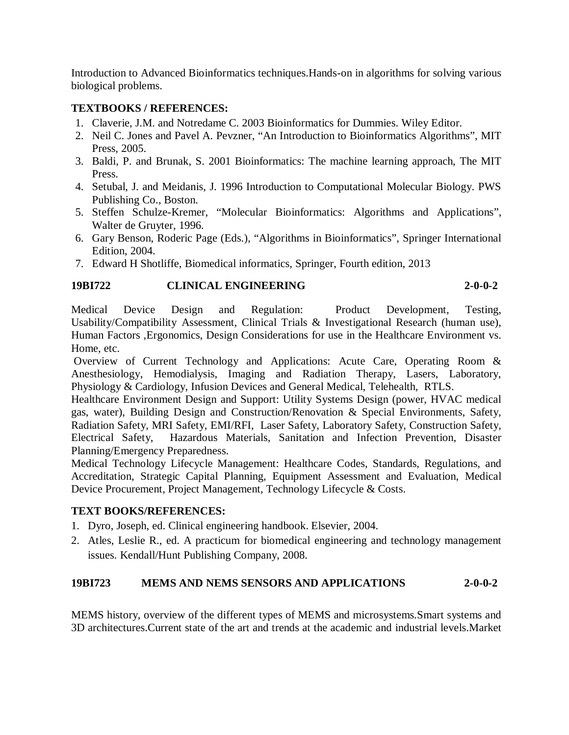Introduction to Advanced Bioinformatics techniques.Hands-on in algorithms for solving various biological problems.

**TEXTBOOKS / REFERENCES:**

1. Claverie, J.M. and Notredame C. 2003 Bioinformatics for Dummies. Wiley Editor.
2. Neil C. Jones and Pavel A. Pevzner, "An Introduction to Bioinformatics Algorithms", MIT Press, 2005.
3. Baldi, P. and Brunak, S. 2001 Bioinformatics: The machine learning approach, The MIT Press.
4. Setubal, J. and Meidanis, J. 1996 Introduction to Computational Molecular Biology. PWS Publishing Co., Boston.
5. Steffen Schulze-Kremer, "Molecular Bioinformatics: Algorithms and Applications", Walter de Gruyter, 1996.
6. Gary Benson, Roderic Page (Eds.), "Algorithms in Bioinformatics", Springer International Edition, 2004.
7. Edward H Shotliffe, Biomedical informatics, Springer, Fourth edition, 2013

**19BI722 CLINICAL ENGINEERING 2-0-0-2**

Medical Device Design and Regulation: Product Development, Testing, Usability/Compatibility Assessment, Clinical Trials & Investigational Research (human use), Human Factors ,Ergonomics, Design Considerations for use in the Healthcare Environment vs. Home, etc.

Overview of Current Technology and Applications: Acute Care, Operating Room & Anesthesiology, Hemodialysis, Imaging and Radiation Therapy, Lasers, Laboratory, Physiology & Cardiology, Infusion Devices and General Medical, Telehealth, RTLS.

Healthcare Environment Design and Support: Utility Systems Design (power, HVAC medical gas, water), Building Design and Construction/Renovation & Special Environments, Safety, Radiation Safety, MRI Safety, EMI/RFI, Laser Safety, Laboratory Safety, Construction Safety, Electrical Safety, Hazardous Materials, Sanitation and Infection Prevention, Disaster Planning/Emergency Preparedness.

Medical Technology Lifecycle Management: Healthcare Codes, Standards, Regulations, and Accreditation, Strategic Capital Planning, Equipment Assessment and Evaluation, Medical Device Procurement, Project Management, Technology Lifecycle & Costs.

**TEXT BOOKS/REFERENCES:**

1. Dyro, Joseph, ed. Clinical engineering handbook. Elsevier, 2004.
2. Atles, Leslie R., ed. A practicum for biomedical engineering and technology management issues. Kendall/Hunt Publishing Company, 2008.

**19BI723 MEMS AND NEMS SENSORS AND APPLICATIONS 2-0-0-2**

MEMS history, overview of the different types of MEMS and microsystems.Smart systems and 3D architectures.Current state of the art and trends at the academic and industrial levels.Market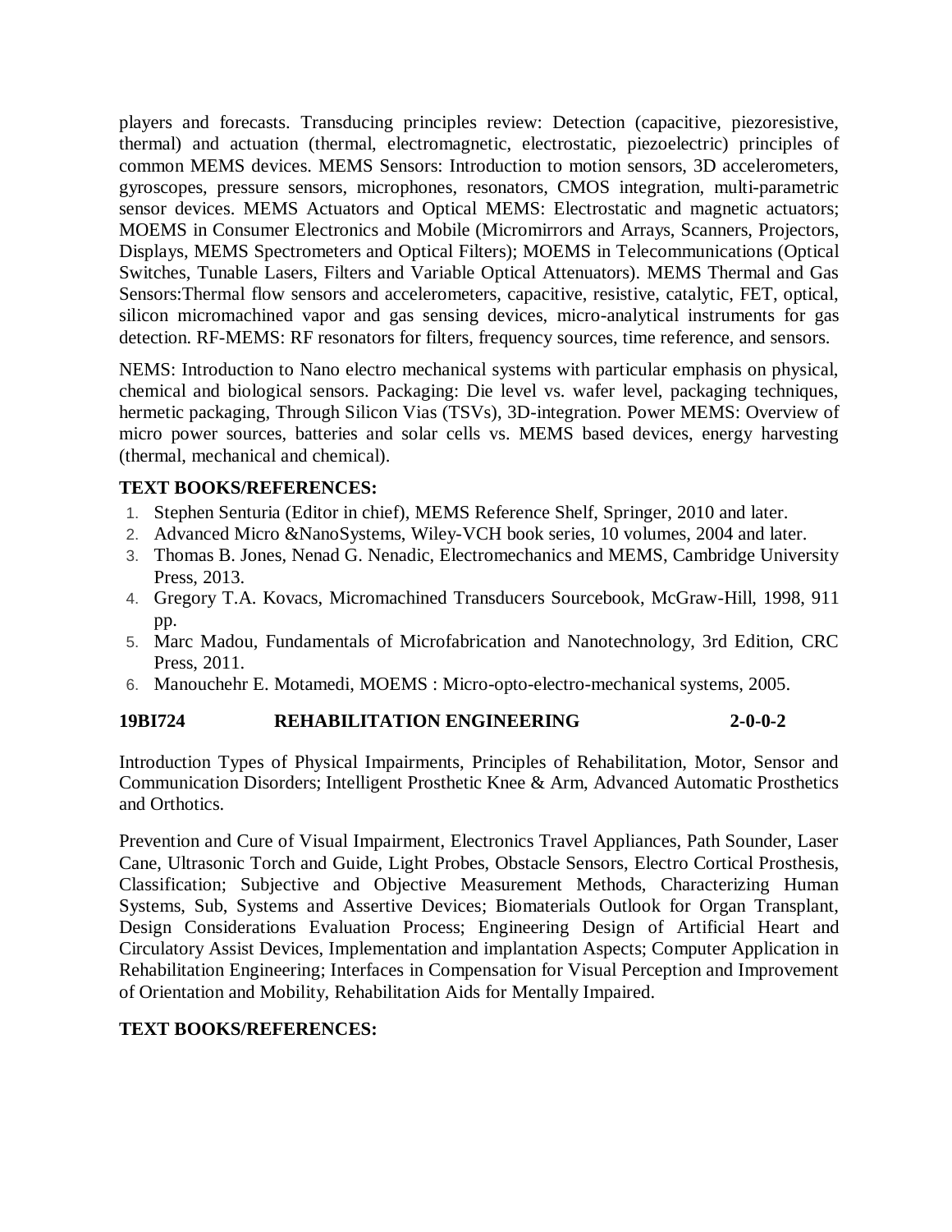players and forecasts. Transducing principles review: Detection (capacitive, piezoresistive, thermal) and actuation (thermal, electromagnetic, electrostatic, piezoelectric) principles of common MEMS devices. MEMS Sensors: Introduction to motion sensors, 3D accelerometers, gyroscopes, pressure sensors, microphones, resonators, CMOS integration, multi-parametric sensor devices. MEMS Actuators and Optical MEMS: Electrostatic and magnetic actuators; MOEMS in Consumer Electronics and Mobile (Micromirrors and Arrays, Scanners, Projectors, Displays, MEMS Spectrometers and Optical Filters); MOEMS in Telecommunications (Optical Switches, Tunable Lasers, Filters and Variable Optical Attenuators). MEMS Thermal and Gas Sensors:Thermal flow sensors and accelerometers, capacitive, resistive, catalytic, FET, optical, silicon micromachined vapor and gas sensing devices, micro-analytical instruments for gas detection. RF-MEMS: RF resonators for filters, frequency sources, time reference, and sensors.

NEMS: Introduction to Nano electro mechanical systems with particular emphasis on physical, chemical and biological sensors. Packaging: Die level vs. wafer level, packaging techniques, hermetic packaging, Through Silicon Vias (TSVs), 3D-integration. Power MEMS: Overview of micro power sources, batteries and solar cells vs. MEMS based devices, energy harvesting (thermal, mechanical and chemical).

**TEXT BOOKS/REFERENCES:**

1. Stephen Senturia (Editor in chief), MEMS Reference Shelf, Springer, 2010 and later.
2. Advanced Micro &NanoSystems, Wiley-VCH book series, 10 volumes, 2004 and later.
3. Thomas B. Jones, Nenad G. Nenadic, Electromechanics and MEMS, Cambridge University Press, 2013.
4. Gregory T.A. Kovacs, Micromachined Transducers Sourcebook, McGraw-Hill, 1998, 911 pp.
5. Marc Madou, Fundamentals of Microfabrication and Nanotechnology, 3rd Edition, CRC Press, 2011.
6. Manouchehr E. Motamedi, MOEMS : Micro-opto-electro-mechanical systems, 2005.

**19BI724 REHABILITATION ENGINEERING 2-0-0-2**

Introduction Types of Physical Impairments, Principles of Rehabilitation, Motor, Sensor and Communication Disorders; Intelligent Prosthetic Knee & Arm, Advanced Automatic Prosthetics and Orthotics.

Prevention and Cure of Visual Impairment, Electronics Travel Appliances, Path Sounder, Laser Cane, Ultrasonic Torch and Guide, Light Probes, Obstacle Sensors, Electro Cortical Prosthesis, Classification; Subjective and Objective Measurement Methods, Characterizing Human Systems, Sub, Systems and Assertive Devices; Biomaterials Outlook for Organ Transplant, Design Considerations Evaluation Process; Engineering Design of Artificial Heart and Circulatory Assist Devices, Implementation and implantation Aspects; Computer Application in Rehabilitation Engineering; Interfaces in Compensation for Visual Perception and Improvement of Orientation and Mobility, Rehabilitation Aids for Mentally Impaired.

**TEXT BOOKS/REFERENCES:**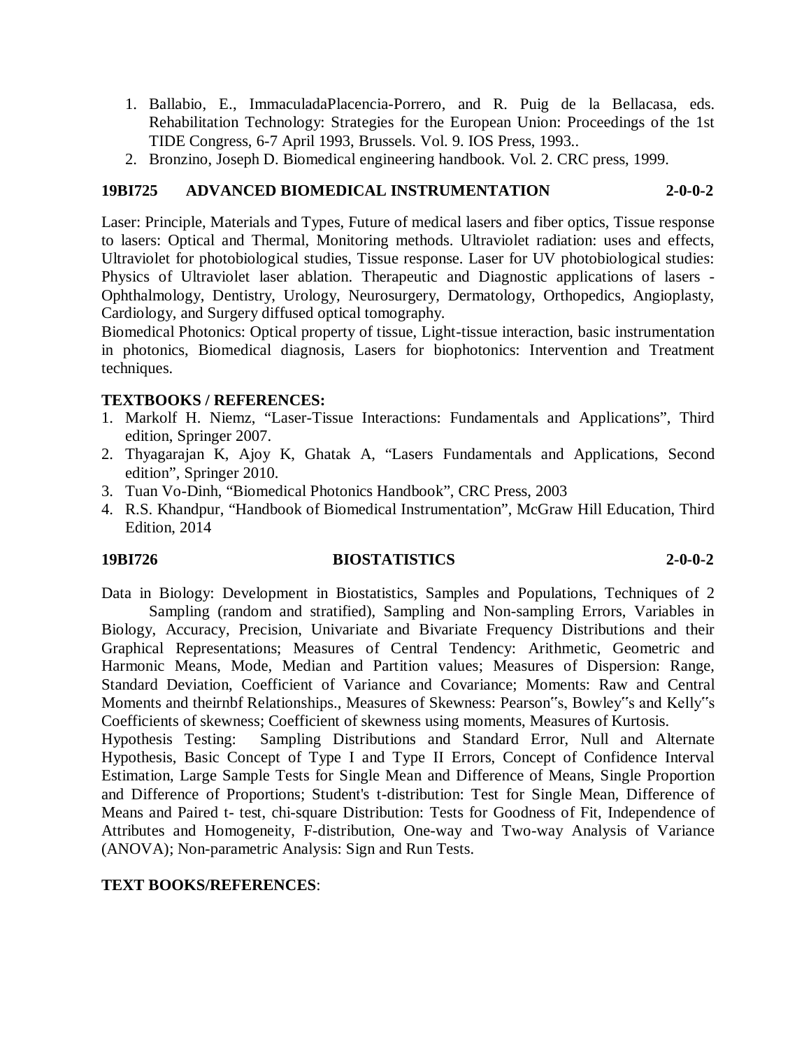1. Ballabio, E., ImmaculadaPlacencia-Porrero, and R. Puig de la Bellacasa, eds. Rehabilitation Technology: Strategies for the European Union: Proceedings of the 1st TIDE Congress, 6-7 April 1993, Brussels. Vol. 9. IOS Press, 1993..
2. Bronzino, Joseph D. Biomedical engineering handbook. Vol. 2. CRC press, 1999.

## 19BI725 ADVANCED BIOMEDICAL INSTRUMENTATION 2-0-0-2

Laser: Principle, Materials and Types, Future of medical lasers and fiber optics, Tissue response to lasers: Optical and Thermal, Monitoring methods. Ultraviolet radiation: uses and effects, Ultraviolet for photobiological studies, Tissue response. Laser for UV photobiological studies: Physics of Ultraviolet laser ablation. Therapeutic and Diagnostic applications of lasers - Ophthalmology, Dentistry, Urology, Neurosurgery, Dermatology, Orthopedics, Angioplasty, Cardiology, and Surgery diffused optical tomography.

Biomedical Photonics: Optical property of tissue, Light-tissue interaction, basic instrumentation in photonics, Biomedical diagnosis, Lasers for biophotonics: Intervention and Treatment techniques.

**TEXTBOOKS / REFERENCES:**

1. Markolf H. Niemz, “Laser-Tissue Interactions: Fundamentals and Applications”, Third edition, Springer 2007.
2. Thyagarajan K, Ajoy K, Ghatak A, “Lasers Fundamentals and Applications, Second edition”, Springer 2010.
3. Tuan Vo-Dinh, “Biomedical Photonics Handbook”, CRC Press, 2003
4. R.S. Khandpur, “Handbook of Biomedical Instrumentation”, McGraw Hill Education, Third Edition, 2014

## 19BI726 BIOSTATISTICS 2-0-0-2

Data in Biology: Development in Biostatistics, Samples and Populations, Techniques of 2 Sampling (random and stratified), Sampling and Non-sampling Errors, Variables in Biology, Accuracy, Precision, Univariate and Bivariate Frequency Distributions and their Graphical Representations; Measures of Central Tendency: Arithmetic, Geometric and Harmonic Means, Mode, Median and Partition values; Measures of Dispersion: Range, Standard Deviation, Coefficient of Variance and Covariance; Moments: Raw and Central Moments and theirnbf Relationships., Measures of Skewness: Pearson‟s, Bowley‟s and Kelly‟s Coefficients of skewness; Coefficient of skewness using moments, Measures of Kurtosis.

Hypothesis Testing: Sampling Distributions and Standard Error, Null and Alternate Hypothesis, Basic Concept of Type I and Type II Errors, Concept of Confidence Interval Estimation, Large Sample Tests for Single Mean and Difference of Means, Single Proportion and Difference of Proportions; Student's t-distribution: Test for Single Mean, Difference of Means and Paired t- test, chi-square Distribution: Tests for Goodness of Fit, Independence of Attributes and Homogeneity, F-distribution, One-way and Two-way Analysis of Variance (ANOVA); Non-parametric Analysis: Sign and Run Tests.

**TEXT BOOKS/REFERENCES**: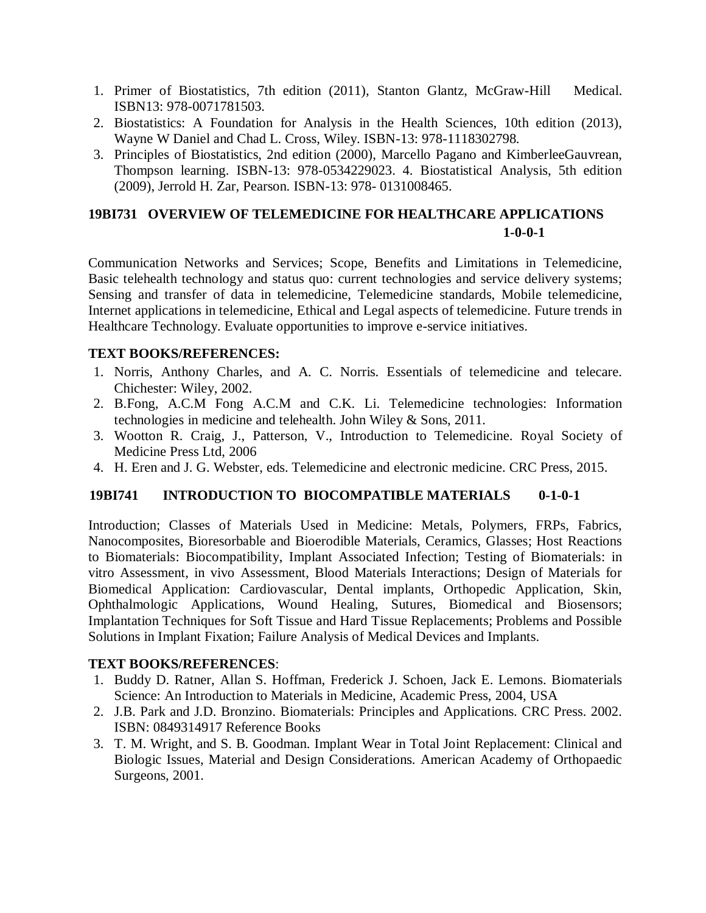1. Primer of Biostatistics, 7th edition (2011), Stanton Glantz, McGraw-Hill Medical. ISBN13: 978-0071781503.
2. Biostatistics: A Foundation for Analysis in the Health Sciences, 10th edition (2013), Wayne W Daniel and Chad L. Cross, Wiley. ISBN-13: 978-1118302798.
3. Principles of Biostatistics, 2nd edition (2000), Marcello Pagano and KimberleeGauvrean, Thompson learning. ISBN-13: 978-0534229023. 4. Biostatistical Analysis, 5th edition (2009), Jerrold H. Zar, Pearson. ISBN-13: 978- 0131008465.

## 19BI731 OVERVIEW OF TELEMEDICINE FOR HEALTHCARE APPLICATIONS 1-0-0-1

Communication Networks and Services; Scope, Benefits and Limitations in Telemedicine, Basic telehealth technology and status quo: current technologies and service delivery systems; Sensing and transfer of data in telemedicine, Telemedicine standards, Mobile telemedicine, Internet applications in telemedicine, Ethical and Legal aspects of telemedicine. Future trends in Healthcare Technology. Evaluate opportunities to improve e-service initiatives.

**TEXT BOOKS/REFERENCES:**

1. Norris, Anthony Charles, and A. C. Norris. Essentials of telemedicine and telecare. Chichester: Wiley, 2002.
2. B.Fong, A.C.M Fong A.C.M and C.K. Li. Telemedicine technologies: Information technologies in medicine and telehealth. John Wiley & Sons, 2011.
3. Wootton R. Craig, J., Patterson, V., Introduction to Telemedicine. Royal Society of Medicine Press Ltd, 2006
4. H. Eren and J. G. Webster, eds. Telemedicine and electronic medicine. CRC Press, 2015.

## 19BI741 INTRODUCTION TO BIOCOMPATIBLE MATERIALS 0-1-0-1

Introduction; Classes of Materials Used in Medicine: Metals, Polymers, FRPs, Fabrics, Nanocomposites, Bioresorbable and Bioerodible Materials, Ceramics, Glasses; Host Reactions to Biomaterials: Biocompatibility, Implant Associated Infection; Testing of Biomaterials: in vitro Assessment, in vivo Assessment, Blood Materials Interactions; Design of Materials for Biomedical Application: Cardiovascular, Dental implants, Orthopedic Application, Skin, Ophthalmologic Applications, Wound Healing, Sutures, Biomedical and Biosensors; Implantation Techniques for Soft Tissue and Hard Tissue Replacements; Problems and Possible Solutions in Implant Fixation; Failure Analysis of Medical Devices and Implants.

**TEXT BOOKS/REFERENCES**:

1. Buddy D. Ratner, Allan S. Hoffman, Frederick J. Schoen, Jack E. Lemons. Biomaterials Science: An Introduction to Materials in Medicine, Academic Press, 2004, USA
2. J.B. Park and J.D. Bronzino. Biomaterials: Principles and Applications. CRC Press. 2002. ISBN: 0849314917 Reference Books
3. T. M. Wright, and S. B. Goodman. Implant Wear in Total Joint Replacement: Clinical and Biologic Issues, Material and Design Considerations. American Academy of Orthopaedic Surgeons, 2001.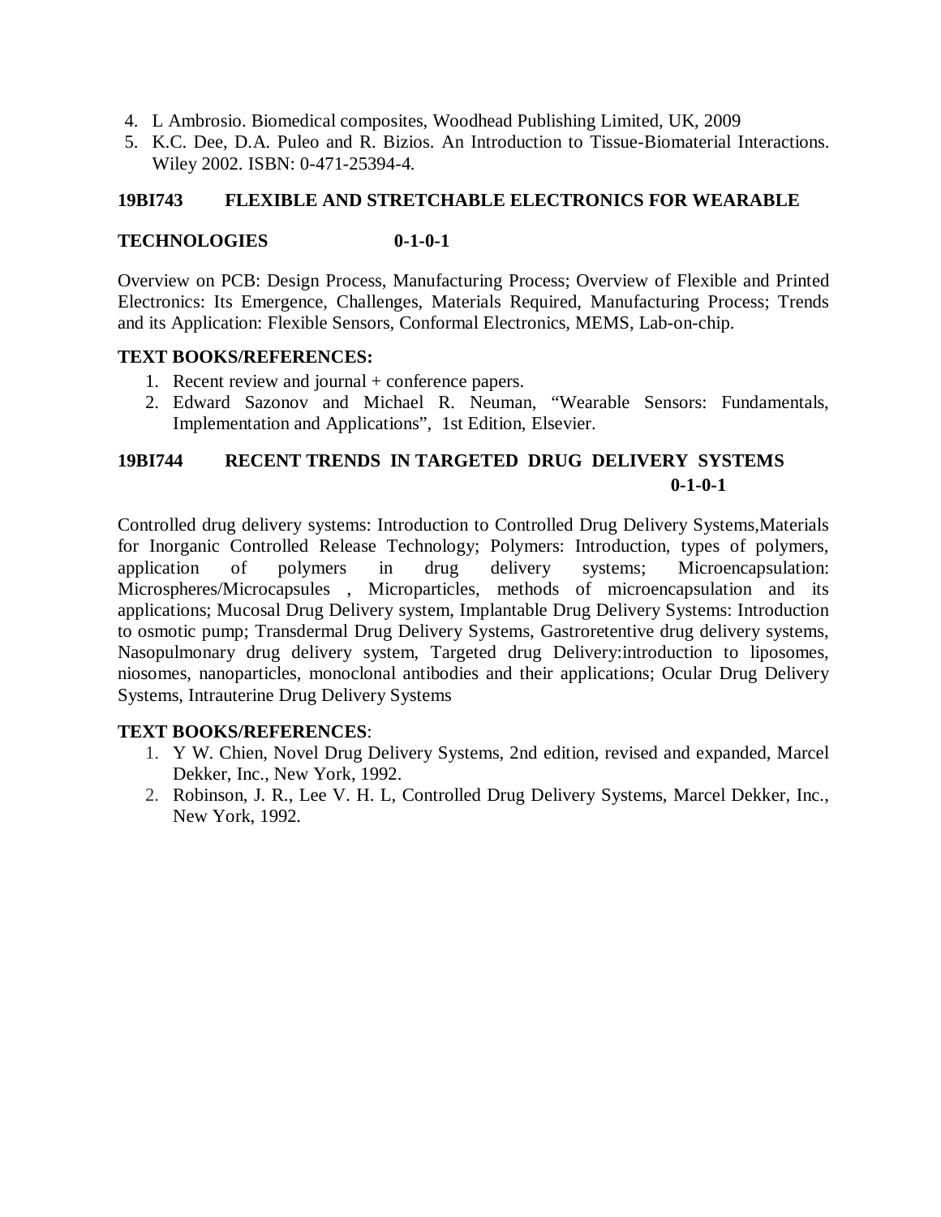4. L Ambrosio. Biomedical composites, Woodhead Publishing Limited, UK, 2009
5. K.C. Dee, D.A. Puleo and R. Bizios. An Introduction to Tissue-Biomaterial Interactions. Wiley 2002. ISBN: 0-471-25394-4.

**19BI743 FLEXIBLE AND STRETCHABLE ELECTRONICS FOR WEARABLE**

**TECHNOLOGIES 0-1-0-1**

Overview on PCB: Design Process, Manufacturing Process; Overview of Flexible and Printed Electronics: Its Emergence, Challenges, Materials Required, Manufacturing Process; Trends and its Application: Flexible Sensors, Conformal Electronics, MEMS, Lab-on-chip.

**TEXT BOOKS/REFERENCES:**

1. Recent review and journal + conference papers.
2. Edward Sazonov and Michael R. Neuman, "Wearable Sensors: Fundamentals, Implementation and Applications", 1st Edition, Elsevier.

**19BI744 RECENT TRENDS IN TARGETED DRUG DELIVERY SYSTEMS**
**0-1-0-1**

Controlled drug delivery systems: Introduction to Controlled Drug Delivery Systems,Materials for Inorganic Controlled Release Technology; Polymers: Introduction, types of polymers, application of polymers in drug delivery systems; Microencapsulation: Microspheres/Microcapsules , Microparticles, methods of microencapsulation and its applications; Mucosal Drug Delivery system, Implantable Drug Delivery Systems: Introduction to osmotic pump; Transdermal Drug Delivery Systems, Gastroretentive drug delivery systems, Nasopulmonary drug delivery system, Targeted drug Delivery:introduction to liposomes, niosomes, nanoparticles, monoclonal antibodies and their applications; Ocular Drug Delivery Systems, Intrauterine Drug Delivery Systems

**TEXT BOOKS/REFERENCES**:

1. Y W. Chien, Novel Drug Delivery Systems, 2nd edition, revised and expanded, Marcel Dekker, Inc., New York, 1992.
2. Robinson, J. R., Lee V. H. L, Controlled Drug Delivery Systems, Marcel Dekker, Inc., New York, 1992.